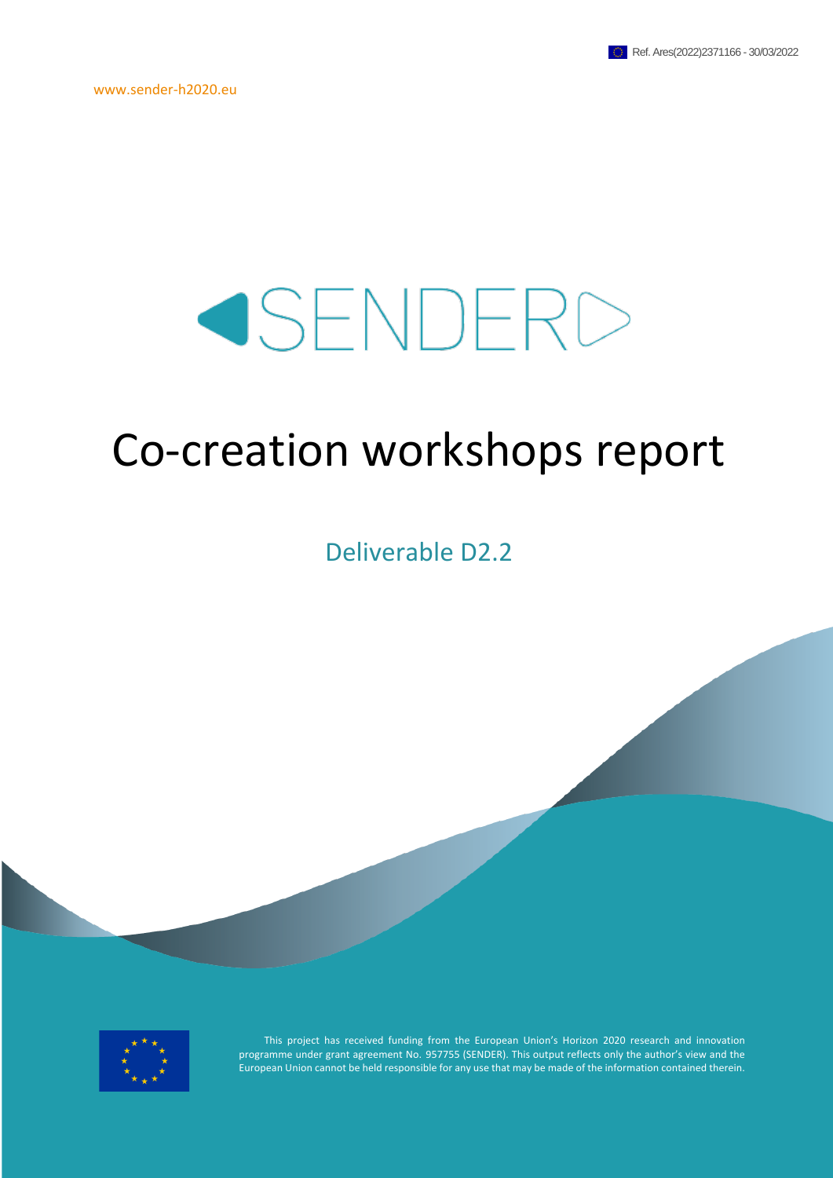Ref. Ares(2022)2371166 - 30/03/2022

www.sender-h2020.eu

SENDER

# Co-creation workshops report

## Deliverable D2.2

This project has received funding from the European Union's Horizon 2020 research and innovation programme under grant agreement No. 957755 (SENDER). This output reflects only the author's view and the European Union cannot be held responsible for any use that may be made of the information contained therein.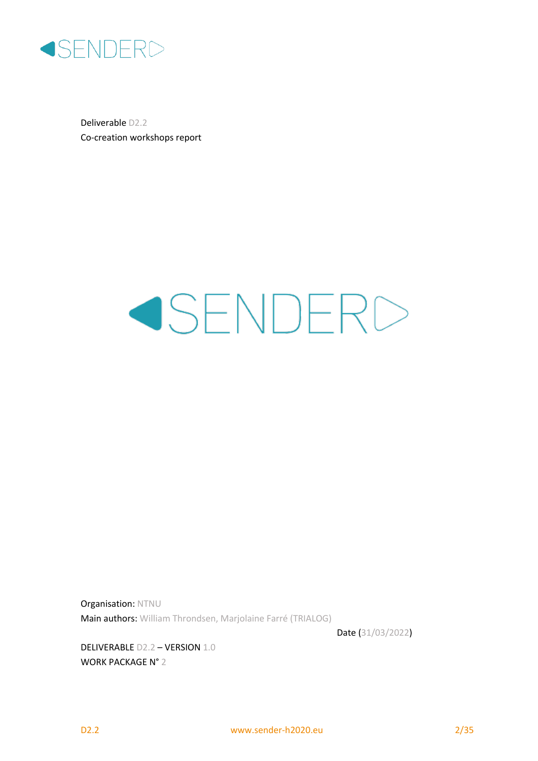Deliverable D2.2

Co-creation workshops report

Organisation: NTNU

Main authors: William Throndsen, Marjolaine Farré (TRIALOG)

Date (31/03/2022)

DELIVERABLE D2.2 – VERSION 1.0

WORK PACKAGE N° 2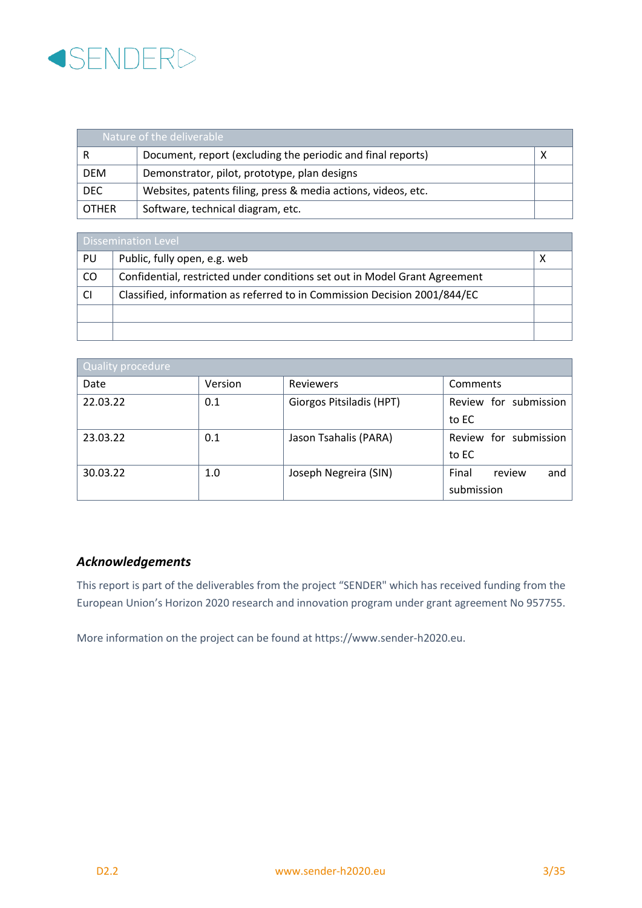| Nature of the deliverable | | |
|---|---|---|
| R | Document, report (excluding the periodic and final reports) | X |
| DEM | Demonstrator, pilot, prototype, plan designs | |
| DEC | Websites, patents filing, press & media actions, videos, etc. | |
| OTHER | Software, technical diagram, etc. | |

| Dissemination Level | | |
|---|---|---|
| PU | Public, fully open, e.g. web | X |
| CO | Confidential, restricted under conditions set out in Model Grant Agreement | |
| CI | Classified, information as referred to in Commission Decision 2001/844/EC | |
| | | |
| | | |

| Quality procedure | | | |
|---|---|---|---|
| Date | Version | Reviewers | Comments |
| 22.03.22 | 0.1 | Giorgos Pitsiladis (HPT) | Review for submission to EC |
| 23.03.22 | 0.1 | Jason Tsahalis (PARA) | Review for submission to EC |
| 30.03.22 | 1.0 | Joseph Negreira (SIN) | Final review and submission |

### *Acknowledgements*

This report is part of the deliverables from the project "SENDER" which has received funding from the European Union's Horizon 2020 research and innovation program under grant agreement No 957755.

More information on the project can be found at https://www.sender-h2020.eu.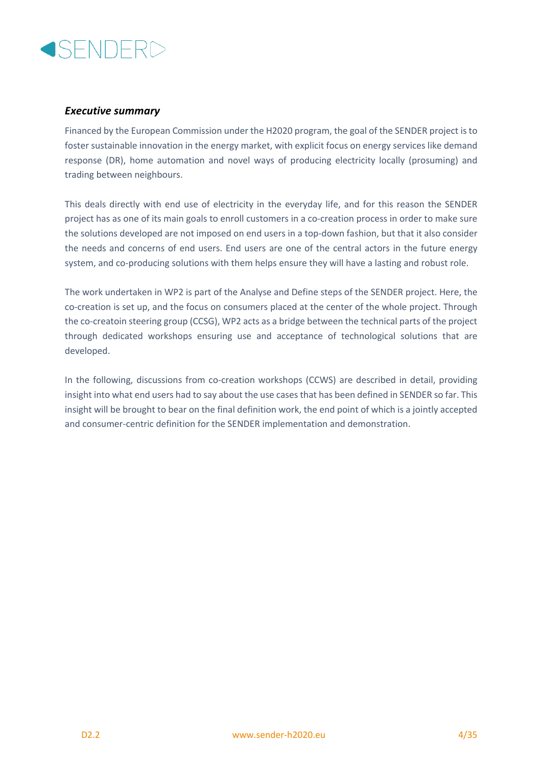### ***Executive summary***

Financed by the European Commission under the H2020 program, the goal of the SENDER project is to foster sustainable innovation in the energy market, with explicit focus on energy services like demand response (DR), home automation and novel ways of producing electricity locally (prosuming) and trading between neighbours.

This deals directly with end use of electricity in the everyday life, and for this reason the SENDER project has as one of its main goals to enroll customers in a co-creation process in order to make sure the solutions developed are not imposed on end users in a top-down fashion, but that it also consider the needs and concerns of end users. End users are one of the central actors in the future energy system, and co-producing solutions with them helps ensure they will have a lasting and robust role.

The work undertaken in WP2 is part of the Analyse and Define steps of the SENDER project. Here, the co-creation is set up, and the focus on consumers placed at the center of the whole project. Through the co-creatoin steering group (CCSG), WP2 acts as a bridge between the technical parts of the project through dedicated workshops ensuring use and acceptance of technological solutions that are developed.

In the following, discussions from co-creation workshops (CCWS) are described in detail, providing insight into what end users had to say about the use cases that has been defined in SENDER so far. This insight will be brought to bear on the final definition work, the end point of which is a jointly accepted and consumer-centric definition for the SENDER implementation and demonstration.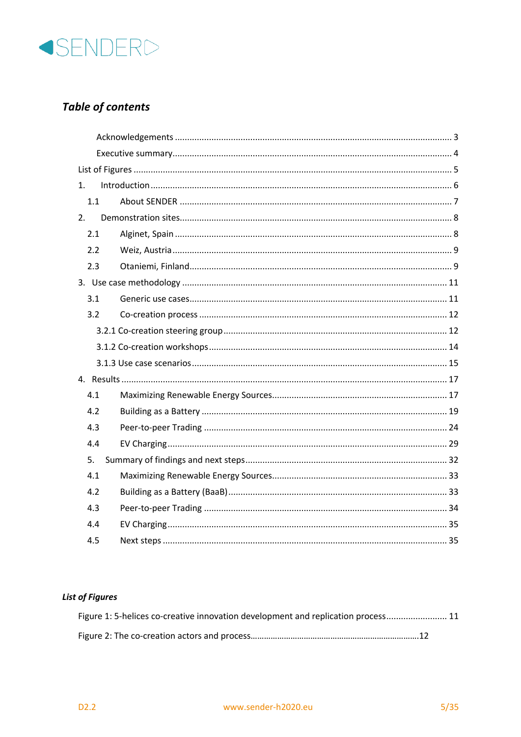## *Table of contents*

- Acknowledgements ... 3
- Executive summary ... 4
- List of Figures ... 5
- 1. Introduction ... 6
  - 1.1 About SENDER ... 7
- 2. Demonstration sites ... 8
  - 2.1 Alginet, Spain ... 8
  - 2.2 Weiz, Austria ... 9
  - 2.3 Otaniemi, Finland ... 9
- 3. Use case methodology ... 11
  - 3.1 Generic use cases ... 11
  - 3.2 Co-creation process ... 12
    - 3.2.1 Co-creation steering group ... 12
    - 3.1.2 Co-creation workshops ... 14
    - 3.1.3 Use case scenarios ... 15
- 4. Results ... 17
  - 4.1 Maximizing Renewable Energy Sources ... 17
  - 4.2 Building as a Battery ... 19
  - 4.3 Peer-to-peer Trading ... 24
  - 4.4 EV Charging ... 29
- 5. Summary of findings and next steps ... 32
  - 4.1 Maximizing Renewable Energy Sources ... 33
  - 4.2 Building as a Battery (BaaB) ... 33
  - 4.3 Peer-to-peer Trading ... 34
  - 4.4 EV Charging ... 35
  - 4.5 Next steps ... 35

### *List of Figures*

Figure 1: 5-helices co-creative innovation development and replication process ... 11

Figure 2: The co-creation actors and process ... 12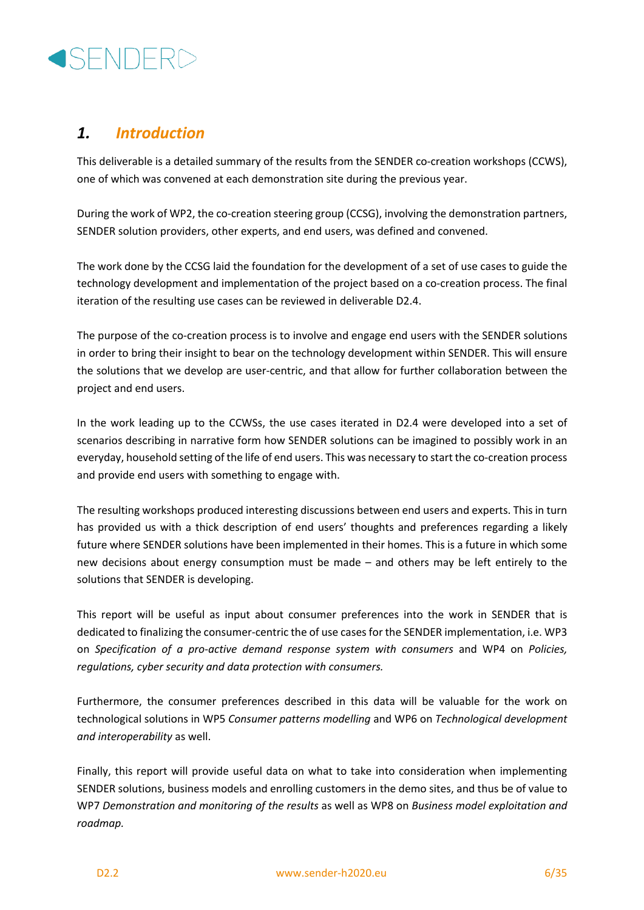# 1. *Introduction*

This deliverable is a detailed summary of the results from the SENDER co-creation workshops (CCWS), one of which was convened at each demonstration site during the previous year.

During the work of WP2, the co-creation steering group (CCSG), involving the demonstration partners, SENDER solution providers, other experts, and end users, was defined and convened.

The work done by the CCSG laid the foundation for the development of a set of use cases to guide the technology development and implementation of the project based on a co-creation process. The final iteration of the resulting use cases can be reviewed in deliverable D2.4.

The purpose of the co-creation process is to involve and engage end users with the SENDER solutions in order to bring their insight to bear on the technology development within SENDER. This will ensure the solutions that we develop are user-centric, and that allow for further collaboration between the project and end users.

In the work leading up to the CCWSs, the use cases iterated in D2.4 were developed into a set of scenarios describing in narrative form how SENDER solutions can be imagined to possibly work in an everyday, household setting of the life of end users. This was necessary to start the co-creation process and provide end users with something to engage with.

The resulting workshops produced interesting discussions between end users and experts. This in turn has provided us with a thick description of end users' thoughts and preferences regarding a likely future where SENDER solutions have been implemented in their homes. This is a future in which some new decisions about energy consumption must be made – and others may be left entirely to the solutions that SENDER is developing.

This report will be useful as input about consumer preferences into the work in SENDER that is dedicated to finalizing the consumer-centric the of use cases for the SENDER implementation, i.e. WP3 on *Specification of a pro-active demand response system with consumers* and WP4 on *Policies, regulations, cyber security and data protection with consumers.*

Furthermore, the consumer preferences described in this data will be valuable for the work on technological solutions in WP5 *Consumer patterns modelling* and WP6 on *Technological development and interoperability* as well.

Finally, this report will provide useful data on what to take into consideration when implementing SENDER solutions, business models and enrolling customers in the demo sites, and thus be of value to WP7 *Demonstration and monitoring of the results* as well as WP8 on *Business model exploitation and roadmap.*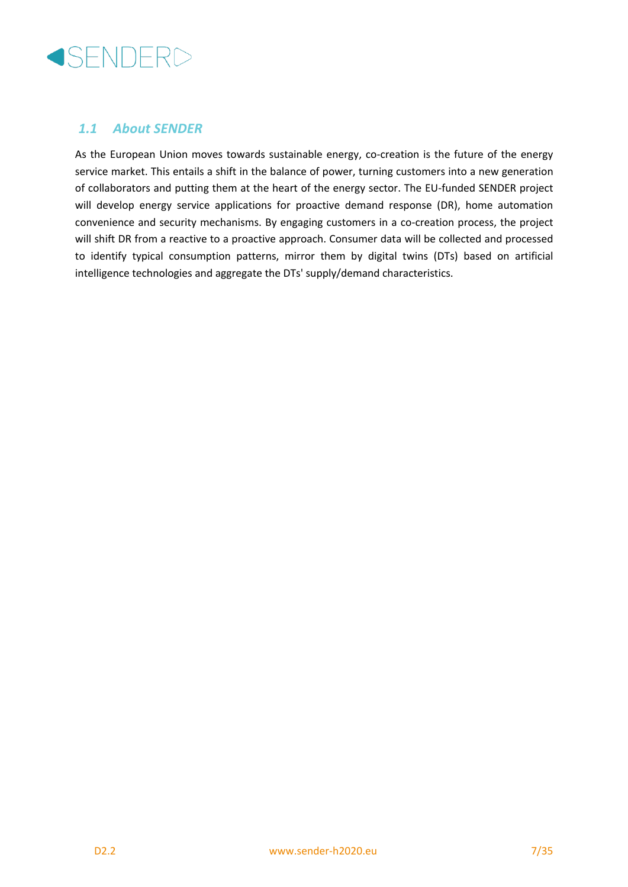## 1.1 About SENDER

As the European Union moves towards sustainable energy, co-creation is the future of the energy service market. This entails a shift in the balance of power, turning customers into a new generation of collaborators and putting them at the heart of the energy sector. The EU-funded SENDER project will develop energy service applications for proactive demand response (DR), home automation convenience and security mechanisms. By engaging customers in a co-creation process, the project will shift DR from a reactive to a proactive approach. Consumer data will be collected and processed to identify typical consumption patterns, mirror them by digital twins (DTs) based on artificial intelligence technologies and aggregate the DTs' supply/demand characteristics.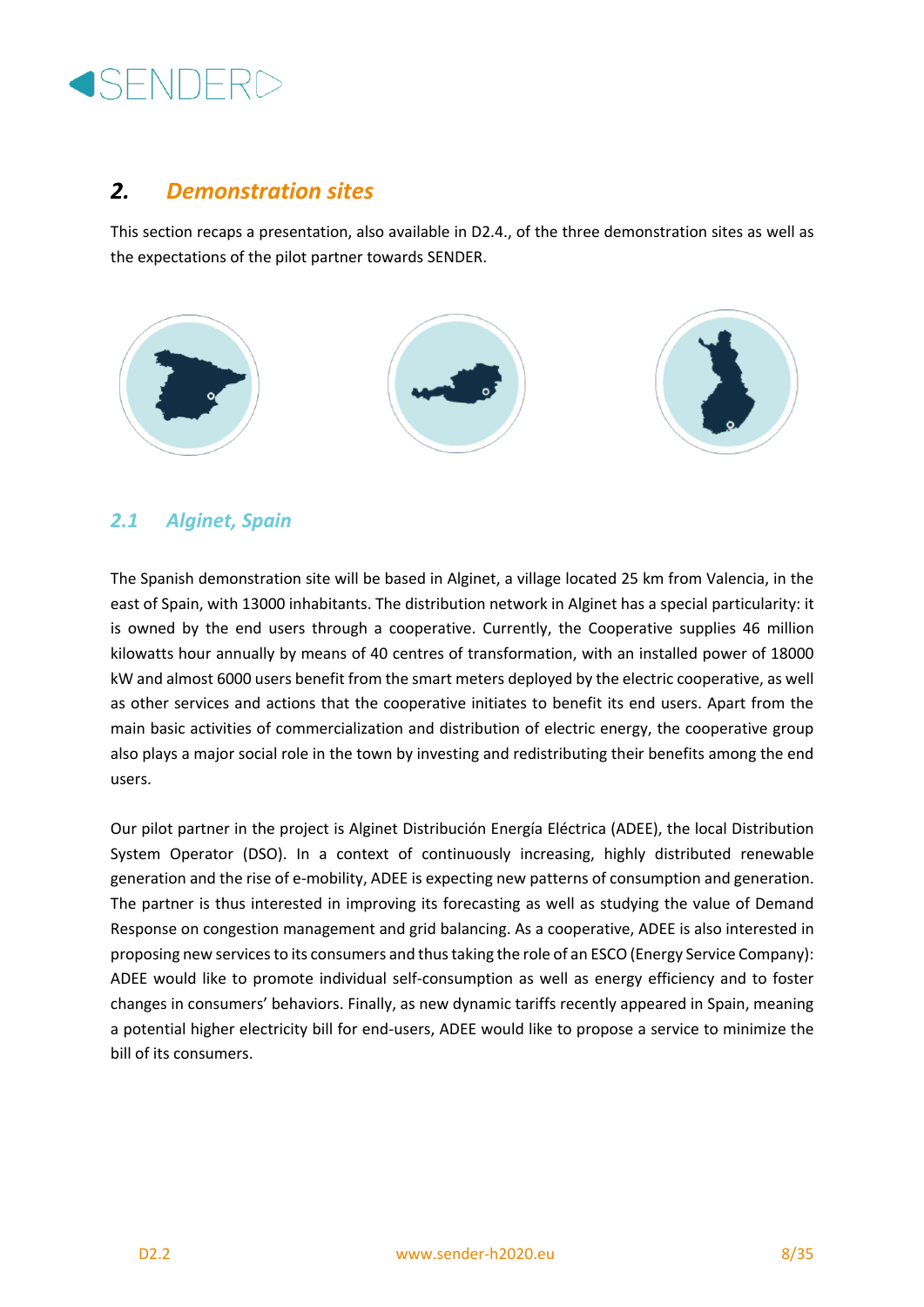## 2. Demonstration sites

This section recaps a presentation, also available in D2.4., of the three demonstration sites as well as the expectations of the pilot partner towards SENDER.

### 2.1 Alginet, Spain

The Spanish demonstration site will be based in Alginet, a village located 25 km from Valencia, in the east of Spain, with 13000 inhabitants. The distribution network in Alginet has a special particularity: it is owned by the end users through a cooperative. Currently, the Cooperative supplies 46 million kilowatts hour annually by means of 40 centres of transformation, with an installed power of 18000 kW and almost 6000 users benefit from the smart meters deployed by the electric cooperative, as well as other services and actions that the cooperative initiates to benefit its end users. Apart from the main basic activities of commercialization and distribution of electric energy, the cooperative group also plays a major social role in the town by investing and redistributing their benefits among the end users.

Our pilot partner in the project is Alginet Distribución Energía Eléctrica (ADEE), the local Distribution System Operator (DSO). In a context of continuously increasing, highly distributed renewable generation and the rise of e-mobility, ADEE is expecting new patterns of consumption and generation. The partner is thus interested in improving its forecasting as well as studying the value of Demand Response on congestion management and grid balancing. As a cooperative, ADEE is also interested in proposing new services to its consumers and thus taking the role of an ESCO (Energy Service Company): ADEE would like to promote individual self-consumption as well as energy efficiency and to foster changes in consumers' behaviors. Finally, as new dynamic tariffs recently appeared in Spain, meaning a potential higher electricity bill for end-users, ADEE would like to propose a service to minimize the bill of its consumers.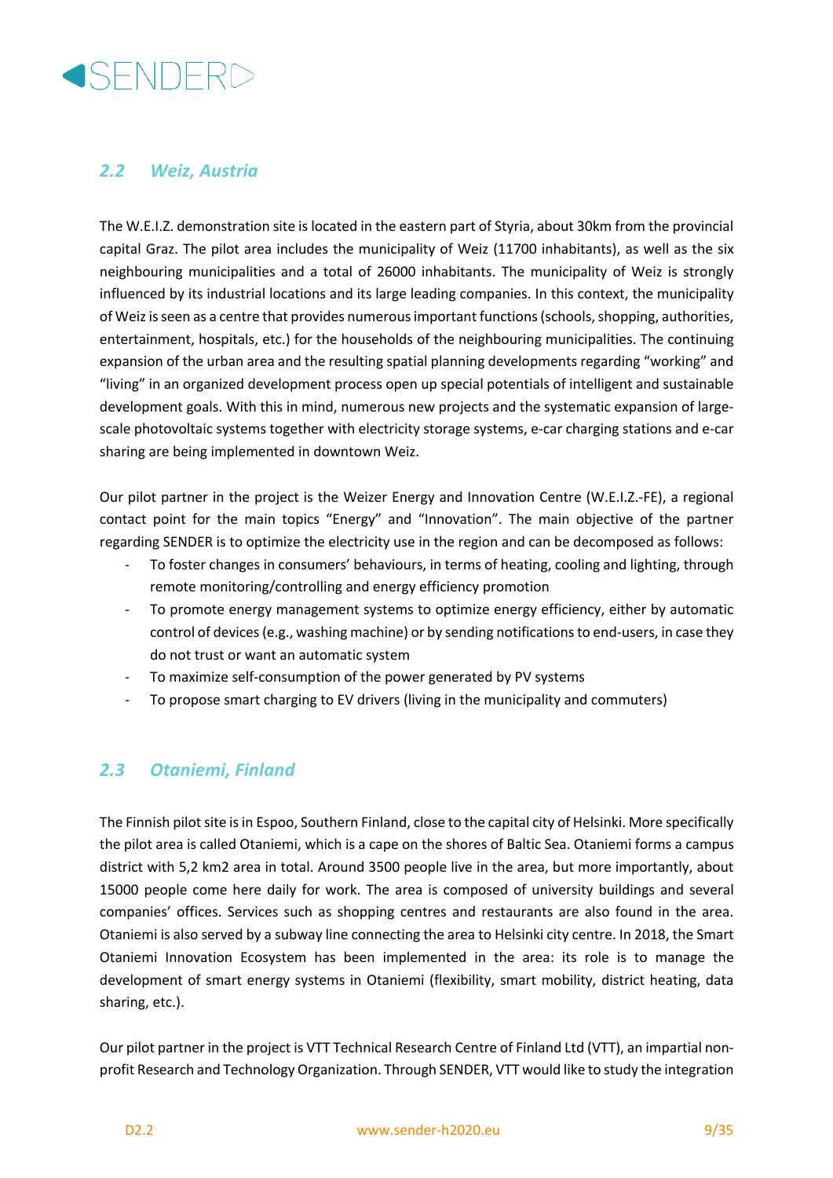## *2.2 Weiz, Austria*

The W.E.I.Z. demonstration site is located in the eastern part of Styria, about 30km from the provincial capital Graz. The pilot area includes the municipality of Weiz (11700 inhabitants), as well as the six neighbouring municipalities and a total of 26000 inhabitants. The municipality of Weiz is strongly influenced by its industrial locations and its large leading companies. In this context, the municipality of Weiz is seen as a centre that provides numerous important functions (schools, shopping, authorities, entertainment, hospitals, etc.) for the households of the neighbouring municipalities. The continuing expansion of the urban area and the resulting spatial planning developments regarding "working" and "living" in an organized development process open up special potentials of intelligent and sustainable development goals. With this in mind, numerous new projects and the systematic expansion of large-scale photovoltaic systems together with electricity storage systems, e-car charging stations and e-car sharing are being implemented in downtown Weiz.

Our pilot partner in the project is the Weizer Energy and Innovation Centre (W.E.I.Z.-FE), a regional contact point for the main topics "Energy" and "Innovation". The main objective of the partner regarding SENDER is to optimize the electricity use in the region and can be decomposed as follows:

- To foster changes in consumers' behaviours, in terms of heating, cooling and lighting, through remote monitoring/controlling and energy efficiency promotion
- To promote energy management systems to optimize energy efficiency, either by automatic control of devices (e.g., washing machine) or by sending notifications to end-users, in case they do not trust or want an automatic system
- To maximize self-consumption of the power generated by PV systems
- To propose smart charging to EV drivers (living in the municipality and commuters)

## *2.3 Otaniemi, Finland*

The Finnish pilot site is in Espoo, Southern Finland, close to the capital city of Helsinki. More specifically the pilot area is called Otaniemi, which is a cape on the shores of Baltic Sea. Otaniemi forms a campus district with 5,2 km2 area in total. Around 3500 people live in the area, but more importantly, about 15000 people come here daily for work. The area is composed of university buildings and several companies' offices. Services such as shopping centres and restaurants are also found in the area. Otaniemi is also served by a subway line connecting the area to Helsinki city centre. In 2018, the Smart Otaniemi Innovation Ecosystem has been implemented in the area: its role is to manage the development of smart energy systems in Otaniemi (flexibility, smart mobility, district heating, data sharing, etc.).

Our pilot partner in the project is VTT Technical Research Centre of Finland Ltd (VTT), an impartial non-profit Research and Technology Organization. Through SENDER, VTT would like to study the integration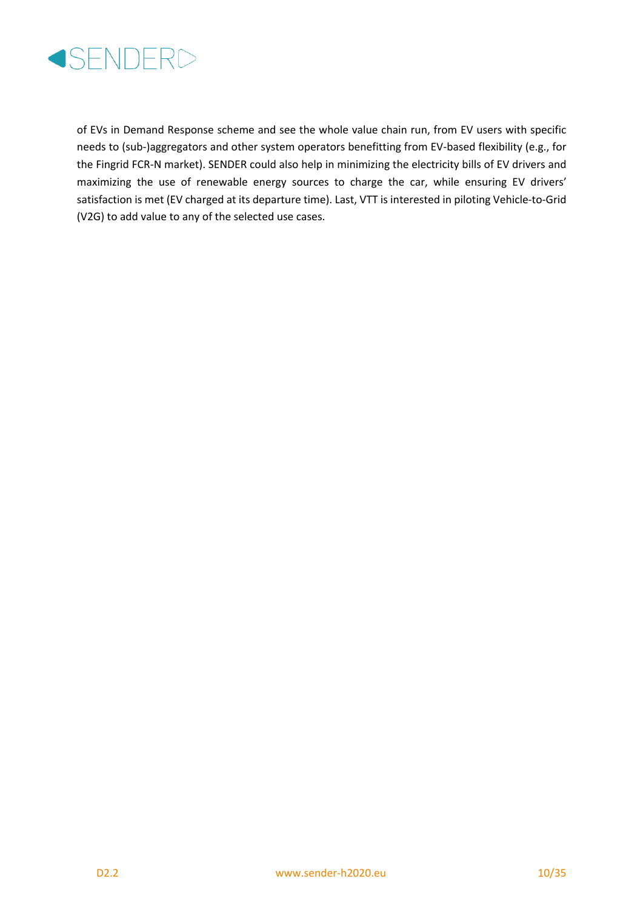of EVs in Demand Response scheme and see the whole value chain run, from EV users with specific needs to (sub-)aggregators and other system operators benefitting from EV-based flexibility (e.g., for the Fingrid FCR-N market). SENDER could also help in minimizing the electricity bills of EV drivers and maximizing the use of renewable energy sources to charge the car, while ensuring EV drivers' satisfaction is met (EV charged at its departure time). Last, VTT is interested in piloting Vehicle-to-Grid (V2G) to add value to any of the selected use cases.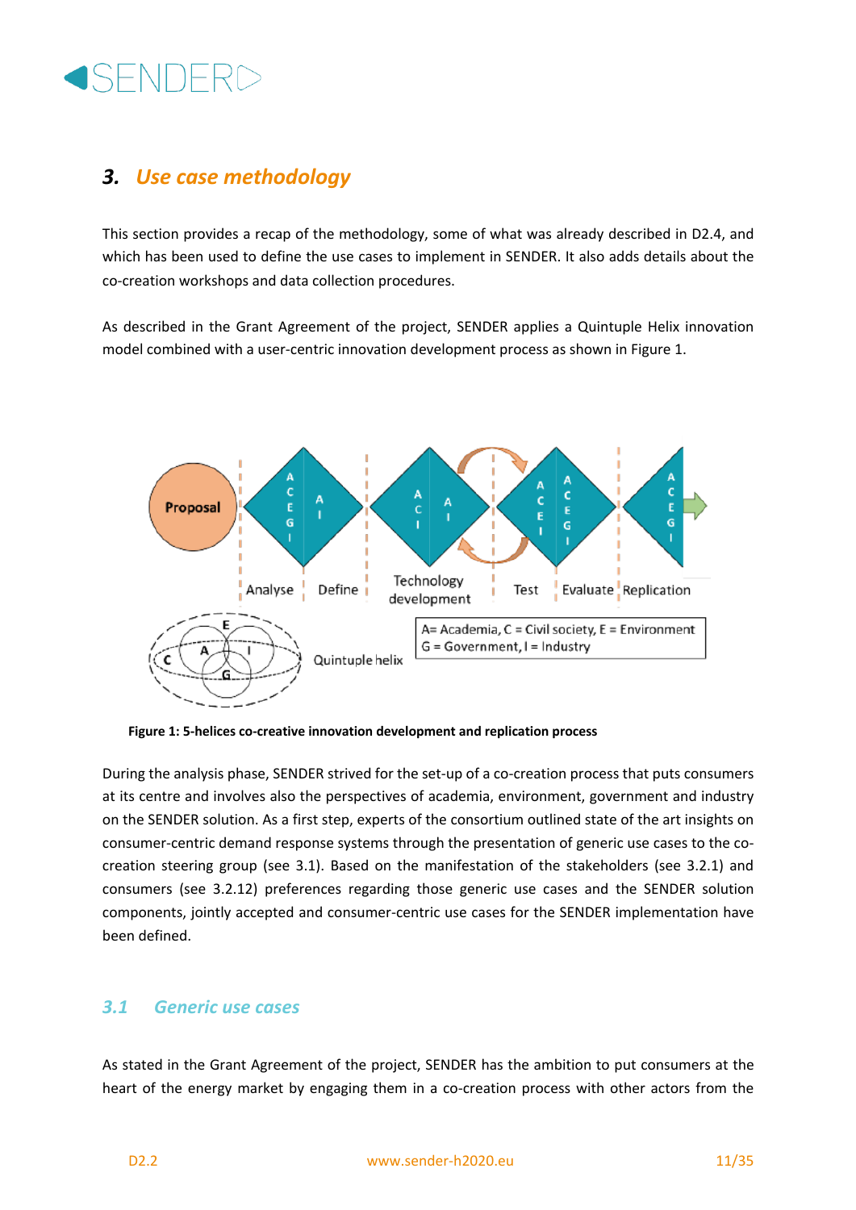# 3. Use case methodology

This section provides a recap of the methodology, some of what was already described in D2.4, and which has been used to define the use cases to implement in SENDER. It also adds details about the co-creation workshops and data collection procedures.

As described in the Grant Agreement of the project, SENDER applies a Quintuple Helix innovation model combined with a user-centric innovation development process as shown in Figure 1.

**Figure 1: 5-helices co-creative innovation development and replication process**

During the analysis phase, SENDER strived for the set-up of a co-creation process that puts consumers at its centre and involves also the perspectives of academia, environment, government and industry on the SENDER solution. As a first step, experts of the consortium outlined state of the art insights on consumer-centric demand response systems through the presentation of generic use cases to the co-creation steering group (see 3.1). Based on the manifestation of the stakeholders (see 3.2.1) and consumers (see 3.2.12) preferences regarding those generic use cases and the SENDER solution components, jointly accepted and consumer-centric use cases for the SENDER implementation have been defined.

## 3.1 Generic use cases

As stated in the Grant Agreement of the project, SENDER has the ambition to put consumers at the heart of the energy market by engaging them in a co-creation process with other actors from the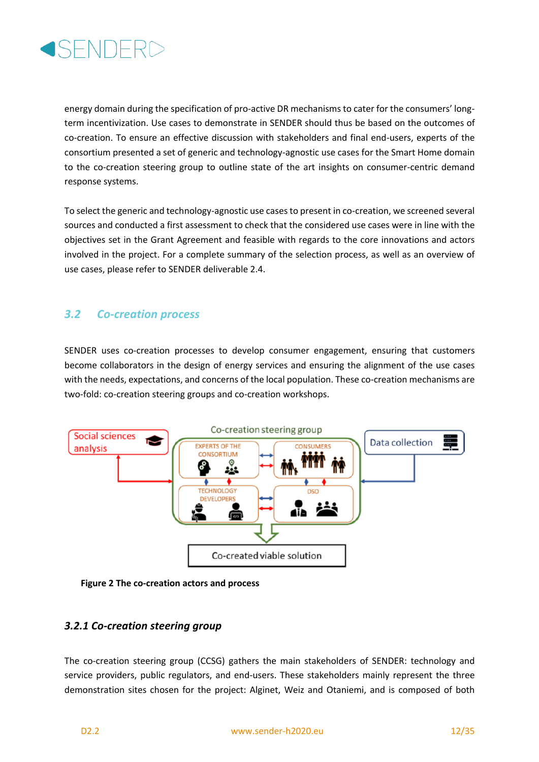energy domain during the specification of pro-active DR mechanisms to cater for the consumers' long-term incentivization. Use cases to demonstrate in SENDER should thus be based on the outcomes of co-creation. To ensure an effective discussion with stakeholders and final end-users, experts of the consortium presented a set of generic and technology-agnostic use cases for the Smart Home domain to the co-creation steering group to outline state of the art insights on consumer-centric demand response systems.

To select the generic and technology-agnostic use cases to present in co-creation, we screened several sources and conducted a first assessment to check that the considered use cases were in line with the objectives set in the Grant Agreement and feasible with regards to the core innovations and actors involved in the project. For a complete summary of the selection process, as well as an overview of use cases, please refer to SENDER deliverable 2.4.

## 3.2 Co-creation process

SENDER uses co-creation processes to develop consumer engagement, ensuring that customers become collaborators in the design of energy services and ensuring the alignment of the use cases with the needs, expectations, and concerns of the local population. These co-creation mechanisms are two-fold: co-creation steering groups and co-creation workshops.

Social sciences analysis

Co-creation steering group

EXPERTS OF THE CONSORTIUM

CONSUMERS

TECHNOLOGY DEVELOPERS

DSO

Data collection

Co-created viable solution

**Figure 2 The co-creation actors and process**

### 3.2.1 Co-creation steering group

The co-creation steering group (CCSG) gathers the main stakeholders of SENDER: technology and service providers, public regulators, and end-users. These stakeholders mainly represent the three demonstration sites chosen for the project: Alginet, Weiz and Otaniemi, and is composed of both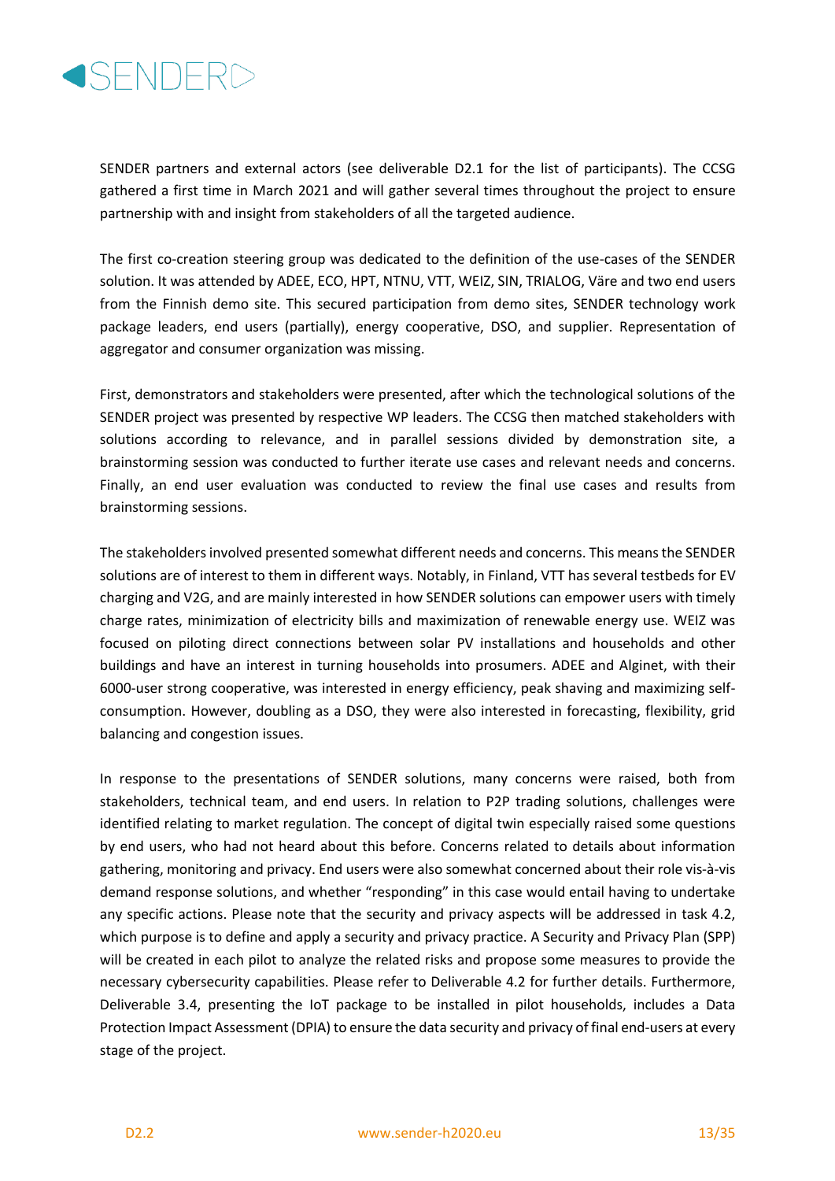SENDER partners and external actors (see deliverable D2.1 for the list of participants). The CCSG gathered a first time in March 2021 and will gather several times throughout the project to ensure partnership with and insight from stakeholders of all the targeted audience.

The first co-creation steering group was dedicated to the definition of the use-cases of the SENDER solution. It was attended by ADEE, ECO, HPT, NTNU, VTT, WEIZ, SIN, TRIALOG, Väre and two end users from the Finnish demo site. This secured participation from demo sites, SENDER technology work package leaders, end users (partially), energy cooperative, DSO, and supplier. Representation of aggregator and consumer organization was missing.

First, demonstrators and stakeholders were presented, after which the technological solutions of the SENDER project was presented by respective WP leaders. The CCSG then matched stakeholders with solutions according to relevance, and in parallel sessions divided by demonstration site, a brainstorming session was conducted to further iterate use cases and relevant needs and concerns. Finally, an end user evaluation was conducted to review the final use cases and results from brainstorming sessions.

The stakeholders involved presented somewhat different needs and concerns. This means the SENDER solutions are of interest to them in different ways. Notably, in Finland, VTT has several testbeds for EV charging and V2G, and are mainly interested in how SENDER solutions can empower users with timely charge rates, minimization of electricity bills and maximization of renewable energy use. WEIZ was focused on piloting direct connections between solar PV installations and households and other buildings and have an interest in turning households into prosumers. ADEE and Alginet, with their 6000-user strong cooperative, was interested in energy efficiency, peak shaving and maximizing self-consumption. However, doubling as a DSO, they were also interested in forecasting, flexibility, grid balancing and congestion issues.

In response to the presentations of SENDER solutions, many concerns were raised, both from stakeholders, technical team, and end users. In relation to P2P trading solutions, challenges were identified relating to market regulation. The concept of digital twin especially raised some questions by end users, who had not heard about this before. Concerns related to details about information gathering, monitoring and privacy. End users were also somewhat concerned about their role vis-à-vis demand response solutions, and whether "responding" in this case would entail having to undertake any specific actions. Please note that the security and privacy aspects will be addressed in task 4.2, which purpose is to define and apply a security and privacy practice. A Security and Privacy Plan (SPP) will be created in each pilot to analyze the related risks and propose some measures to provide the necessary cybersecurity capabilities. Please refer to Deliverable 4.2 for further details. Furthermore, Deliverable 3.4, presenting the IoT package to be installed in pilot households, includes a Data Protection Impact Assessment (DPIA) to ensure the data security and privacy of final end-users at every stage of the project.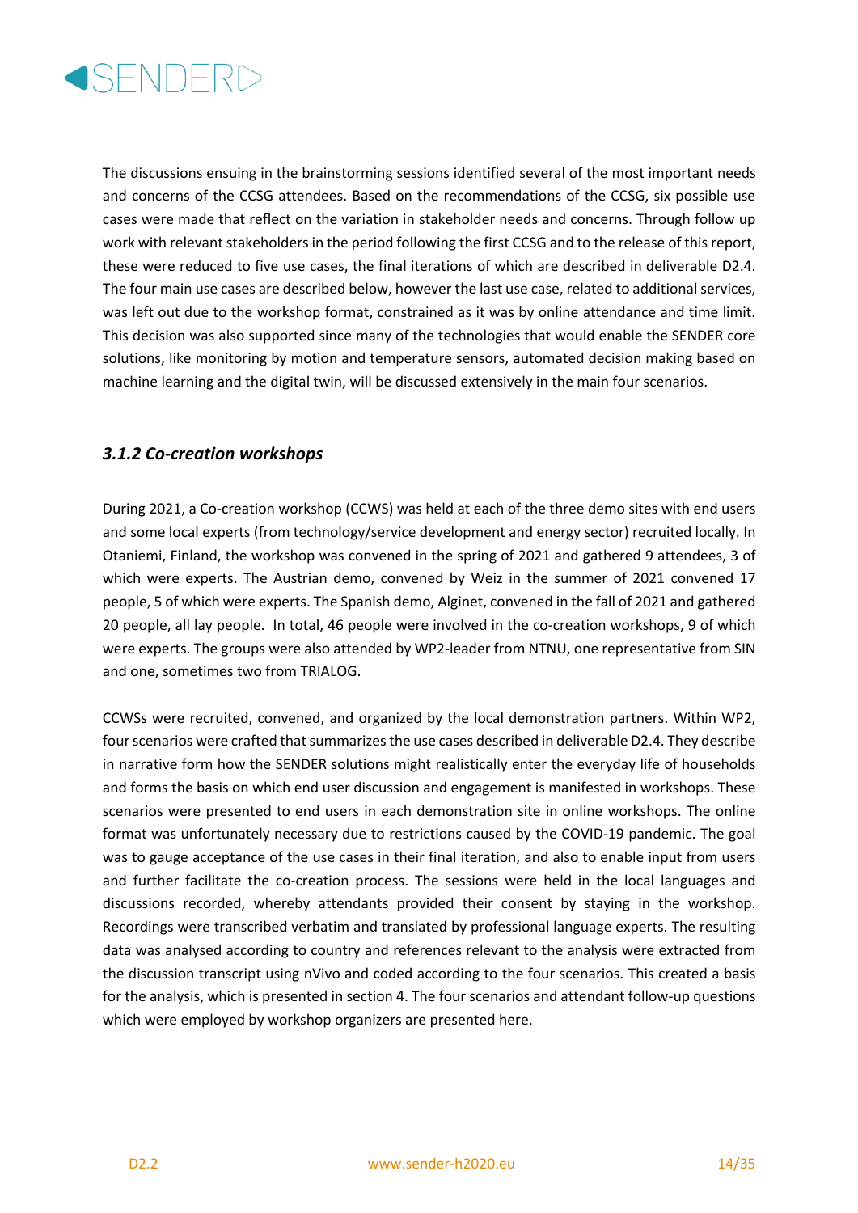The discussions ensuing in the brainstorming sessions identified several of the most important needs and concerns of the CCSG attendees. Based on the recommendations of the CCSG, six possible use cases were made that reflect on the variation in stakeholder needs and concerns. Through follow up work with relevant stakeholders in the period following the first CCSG and to the release of this report, these were reduced to five use cases, the final iterations of which are described in deliverable D2.4. The four main use cases are described below, however the last use case, related to additional services, was left out due to the workshop format, constrained as it was by online attendance and time limit. This decision was also supported since many of the technologies that would enable the SENDER core solutions, like monitoring by motion and temperature sensors, automated decision making based on machine learning and the digital twin, will be discussed extensively in the main four scenarios.

### *3.1.2 Co-creation workshops*

During 2021, a Co-creation workshop (CCWS) was held at each of the three demo sites with end users and some local experts (from technology/service development and energy sector) recruited locally. In Otaniemi, Finland, the workshop was convened in the spring of 2021 and gathered 9 attendees, 3 of which were experts. The Austrian demo, convened by Weiz in the summer of 2021 convened 17 people, 5 of which were experts. The Spanish demo, Alginet, convened in the fall of 2021 and gathered 20 people, all lay people. In total, 46 people were involved in the co-creation workshops, 9 of which were experts. The groups were also attended by WP2-leader from NTNU, one representative from SIN and one, sometimes two from TRIALOG.

CCWSs were recruited, convened, and organized by the local demonstration partners. Within WP2, four scenarios were crafted that summarizes the use cases described in deliverable D2.4. They describe in narrative form how the SENDER solutions might realistically enter the everyday life of households and forms the basis on which end user discussion and engagement is manifested in workshops. These scenarios were presented to end users in each demonstration site in online workshops. The online format was unfortunately necessary due to restrictions caused by the COVID-19 pandemic. The goal was to gauge acceptance of the use cases in their final iteration, and also to enable input from users and further facilitate the co-creation process. The sessions were held in the local languages and discussions recorded, whereby attendants provided their consent by staying in the workshop. Recordings were transcribed verbatim and translated by professional language experts. The resulting data was analysed according to country and references relevant to the analysis were extracted from the discussion transcript using nVivo and coded according to the four scenarios. This created a basis for the analysis, which is presented in section 4. The four scenarios and attendant follow-up questions which were employed by workshop organizers are presented here.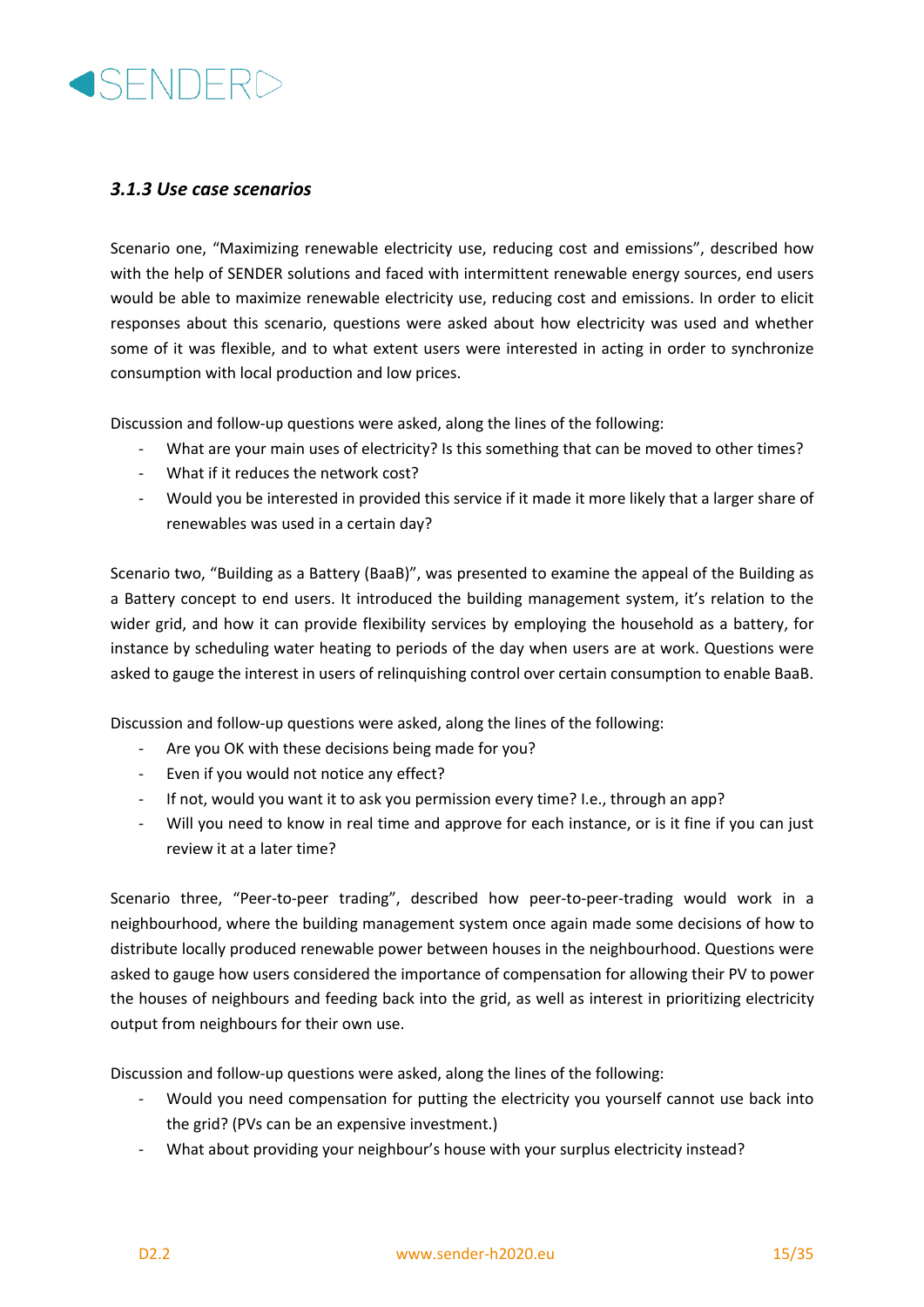### *3.1.3 Use case scenarios*

Scenario one, "Maximizing renewable electricity use, reducing cost and emissions", described how with the help of SENDER solutions and faced with intermittent renewable energy sources, end users would be able to maximize renewable electricity use, reducing cost and emissions. In order to elicit responses about this scenario, questions were asked about how electricity was used and whether some of it was flexible, and to what extent users were interested in acting in order to synchronize consumption with local production and low prices.

Discussion and follow-up questions were asked, along the lines of the following:

- What are your main uses of electricity? Is this something that can be moved to other times?
- What if it reduces the network cost?
- Would you be interested in provided this service if it made it more likely that a larger share of renewables was used in a certain day?

Scenario two, "Building as a Battery (BaaB)", was presented to examine the appeal of the Building as a Battery concept to end users. It introduced the building management system, it's relation to the wider grid, and how it can provide flexibility services by employing the household as a battery, for instance by scheduling water heating to periods of the day when users are at work. Questions were asked to gauge the interest in users of relinquishing control over certain consumption to enable BaaB.

Discussion and follow-up questions were asked, along the lines of the following:

- Are you OK with these decisions being made for you?
- Even if you would not notice any effect?
- If not, would you want it to ask you permission every time? I.e., through an app?
- Will you need to know in real time and approve for each instance, or is it fine if you can just review it at a later time?

Scenario three, "Peer-to-peer trading", described how peer-to-peer-trading would work in a neighbourhood, where the building management system once again made some decisions of how to distribute locally produced renewable power between houses in the neighbourhood. Questions were asked to gauge how users considered the importance of compensation for allowing their PV to power the houses of neighbours and feeding back into the grid, as well as interest in prioritizing electricity output from neighbours for their own use.

Discussion and follow-up questions were asked, along the lines of the following:

- Would you need compensation for putting the electricity you yourself cannot use back into the grid? (PVs can be an expensive investment.)
- What about providing your neighbour's house with your surplus electricity instead?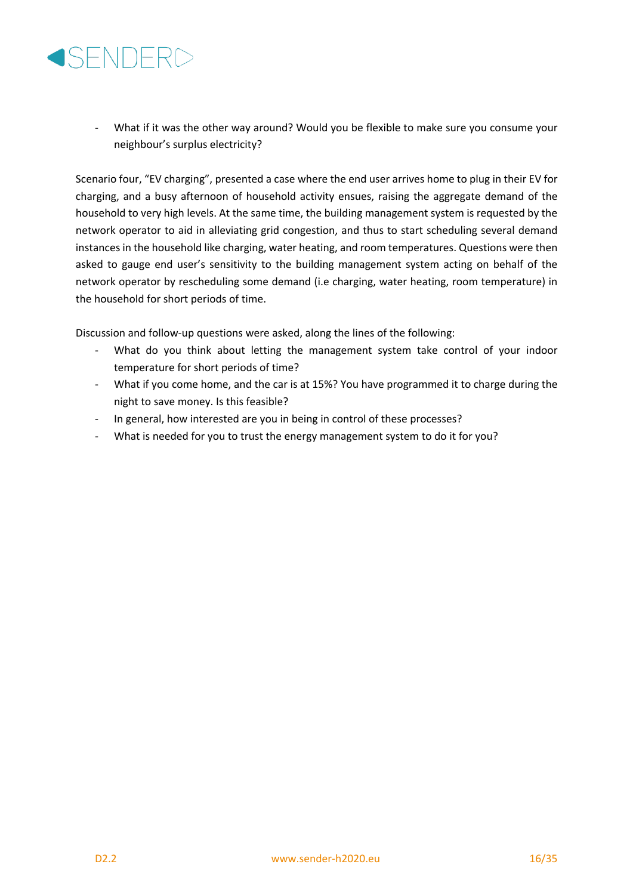- What if it was the other way around? Would you be flexible to make sure you consume your neighbour's surplus electricity?

Scenario four, "EV charging", presented a case where the end user arrives home to plug in their EV for charging, and a busy afternoon of household activity ensues, raising the aggregate demand of the household to very high levels. At the same time, the building management system is requested by the network operator to aid in alleviating grid congestion, and thus to start scheduling several demand instances in the household like charging, water heating, and room temperatures. Questions were then asked to gauge end user's sensitivity to the building management system acting on behalf of the network operator by rescheduling some demand (i.e charging, water heating, room temperature) in the household for short periods of time.

Discussion and follow-up questions were asked, along the lines of the following:

- What do you think about letting the management system take control of your indoor temperature for short periods of time?
- What if you come home, and the car is at 15%? You have programmed it to charge during the night to save money. Is this feasible?
- In general, how interested are you in being in control of these processes?
- What is needed for you to trust the energy management system to do it for you?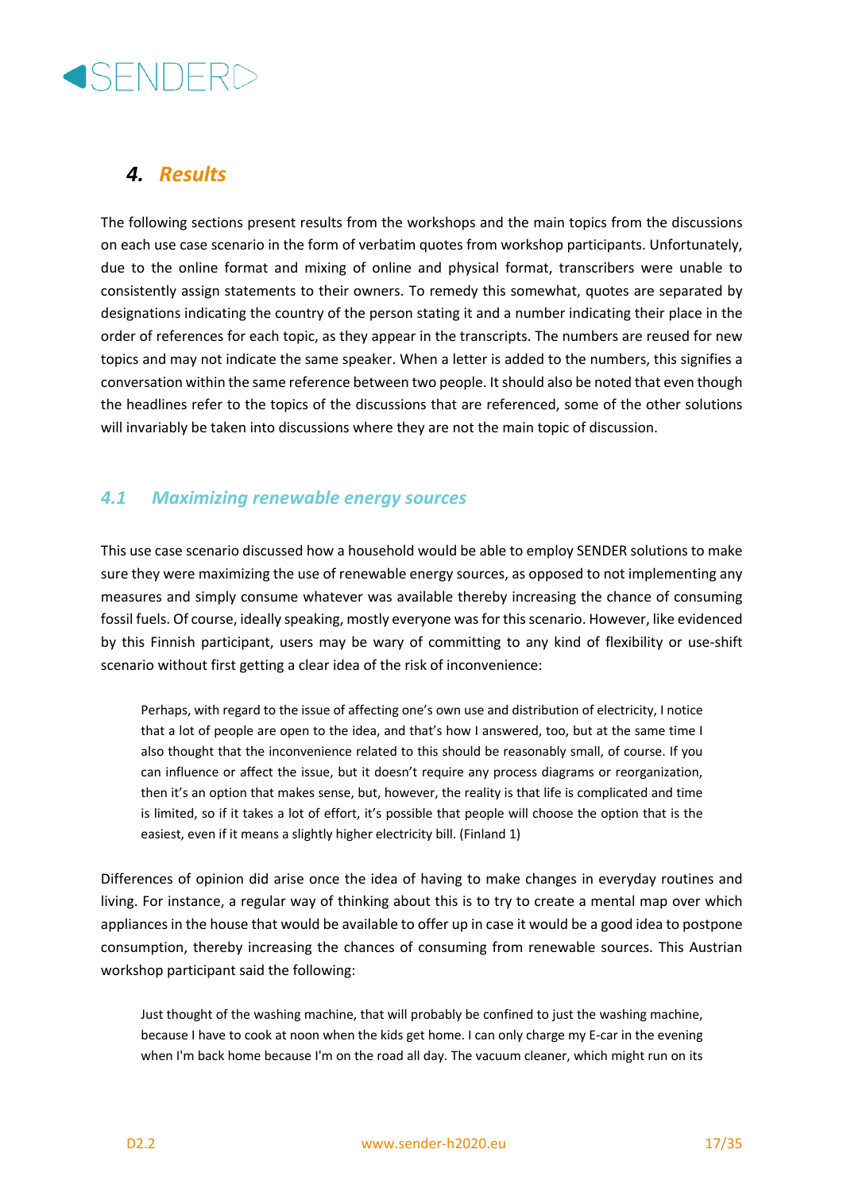# 4. Results

The following sections present results from the workshops and the main topics from the discussions on each use case scenario in the form of verbatim quotes from workshop participants. Unfortunately, due to the online format and mixing of online and physical format, transcribers were unable to consistently assign statements to their owners. To remedy this somewhat, quotes are separated by designations indicating the country of the person stating it and a number indicating their place in the order of references for each topic, as they appear in the transcripts. The numbers are reused for new topics and may not indicate the same speaker. When a letter is added to the numbers, this signifies a conversation within the same reference between two people. It should also be noted that even though the headlines refer to the topics of the discussions that are referenced, some of the other solutions will invariably be taken into discussions where they are not the main topic of discussion.

## 4.1 Maximizing renewable energy sources

This use case scenario discussed how a household would be able to employ SENDER solutions to make sure they were maximizing the use of renewable energy sources, as opposed to not implementing any measures and simply consume whatever was available thereby increasing the chance of consuming fossil fuels. Of course, ideally speaking, mostly everyone was for this scenario. However, like evidenced by this Finnish participant, users may be wary of committing to any kind of flexibility or use-shift scenario without first getting a clear idea of the risk of inconvenience:

> Perhaps, with regard to the issue of affecting one's own use and distribution of electricity, I notice that a lot of people are open to the idea, and that's how I answered, too, but at the same time I also thought that the inconvenience related to this should be reasonably small, of course. If you can influence or affect the issue, but it doesn't require any process diagrams or reorganization, then it's an option that makes sense, but, however, the reality is that life is complicated and time is limited, so if it takes a lot of effort, it's possible that people will choose the option that is the easiest, even if it means a slightly higher electricity bill. (Finland 1)

Differences of opinion did arise once the idea of having to make changes in everyday routines and living. For instance, a regular way of thinking about this is to try to create a mental map over which appliances in the house that would be available to offer up in case it would be a good idea to postpone consumption, thereby increasing the chances of consuming from renewable sources. This Austrian workshop participant said the following:

> Just thought of the washing machine, that will probably be confined to just the washing machine, because I have to cook at noon when the kids get home. I can only charge my E-car in the evening when I'm back home because I'm on the road all day. The vacuum cleaner, which might run on its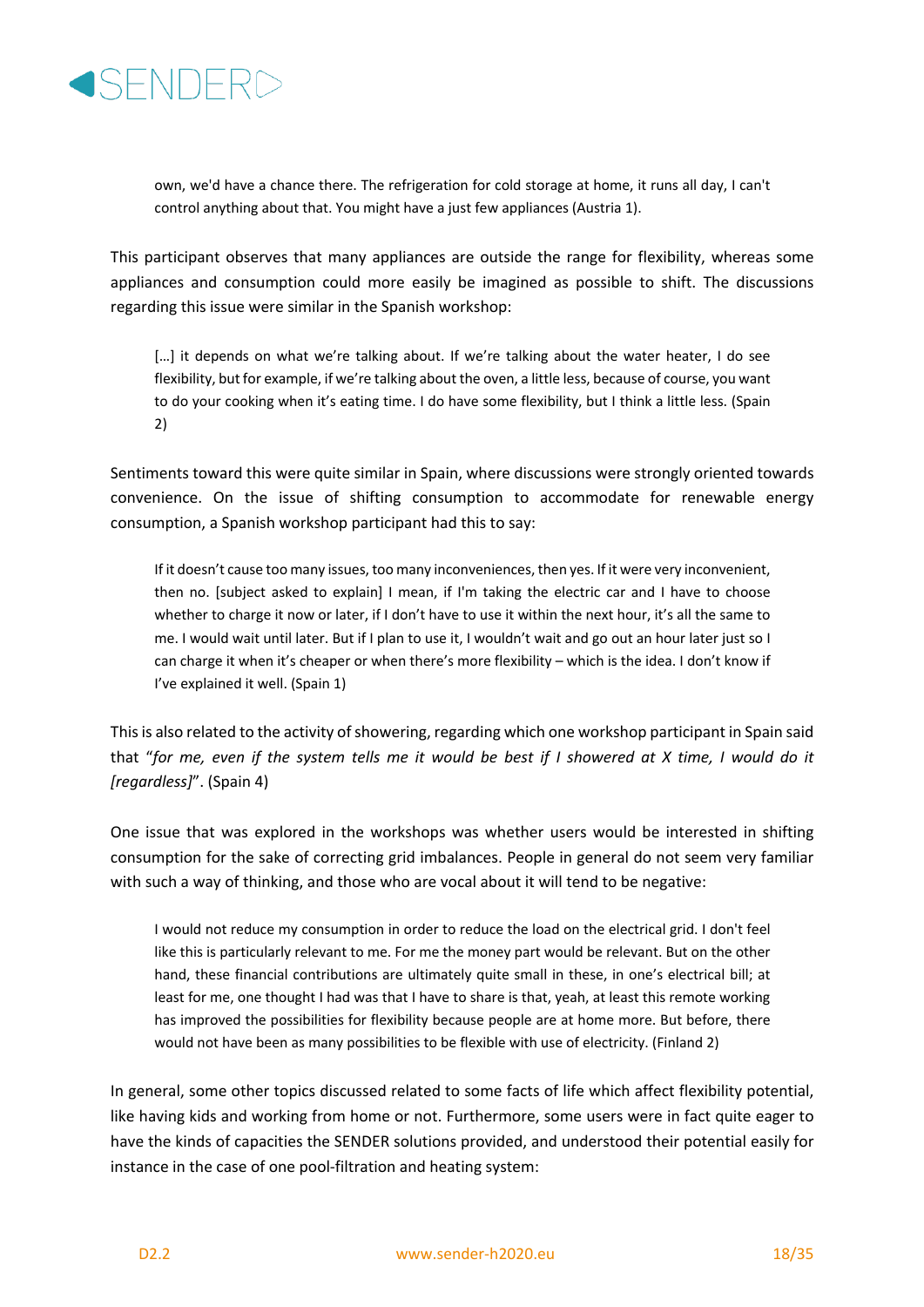> own, we'd have a chance there. The refrigeration for cold storage at home, it runs all day, I can't control anything about that. You might have a just few appliances (Austria 1).

This participant observes that many appliances are outside the range for flexibility, whereas some appliances and consumption could more easily be imagined as possible to shift. The discussions regarding this issue were similar in the Spanish workshop:

> […] it depends on what we're talking about. If we're talking about the water heater, I do see flexibility, but for example, if we're talking about the oven, a little less, because of course, you want to do your cooking when it's eating time. I do have some flexibility, but I think a little less. (Spain 2)

Sentiments toward this were quite similar in Spain, where discussions were strongly oriented towards convenience. On the issue of shifting consumption to accommodate for renewable energy consumption, a Spanish workshop participant had this to say:

> If it doesn't cause too many issues, too many inconveniences, then yes. If it were very inconvenient, then no. [subject asked to explain] I mean, if I'm taking the electric car and I have to choose whether to charge it now or later, if I don't have to use it within the next hour, it's all the same to me. I would wait until later. But if I plan to use it, I wouldn't wait and go out an hour later just so I can charge it when it's cheaper or when there's more flexibility – which is the idea. I don't know if I've explained it well. (Spain 1)

This is also related to the activity of showering, regarding which one workshop participant in Spain said that "*for me, even if the system tells me it would be best if I showered at X time, I would do it [regardless]*". (Spain 4)

One issue that was explored in the workshops was whether users would be interested in shifting consumption for the sake of correcting grid imbalances. People in general do not seem very familiar with such a way of thinking, and those who are vocal about it will tend to be negative:

> I would not reduce my consumption in order to reduce the load on the electrical grid. I don't feel like this is particularly relevant to me. For me the money part would be relevant. But on the other hand, these financial contributions are ultimately quite small in these, in one's electrical bill; at least for me, one thought I had was that I have to share is that, yeah, at least this remote working has improved the possibilities for flexibility because people are at home more. But before, there would not have been as many possibilities to be flexible with use of electricity. (Finland 2)

In general, some other topics discussed related to some facts of life which affect flexibility potential, like having kids and working from home or not. Furthermore, some users were in fact quite eager to have the kinds of capacities the SENDER solutions provided, and understood their potential easily for instance in the case of one pool-filtration and heating system: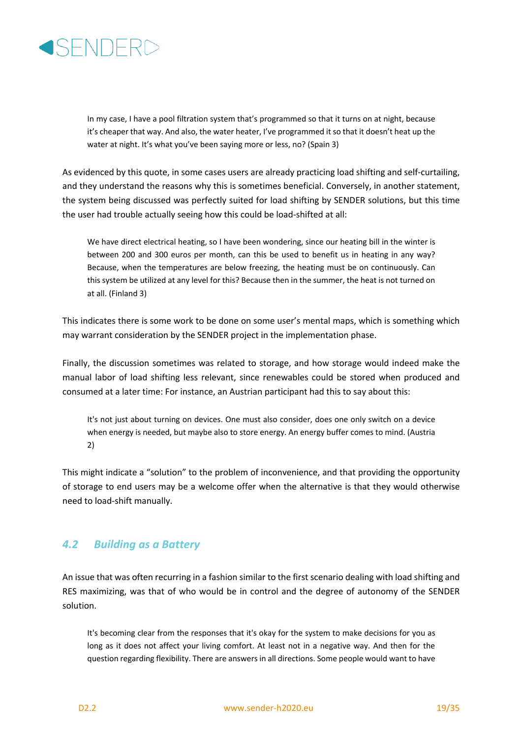> In my case, I have a pool filtration system that's programmed so that it turns on at night, because it's cheaper that way. And also, the water heater, I've programmed it so that it doesn't heat up the water at night. It's what you've been saying more or less, no? (Spain 3)

As evidenced by this quote, in some cases users are already practicing load shifting and self-curtailing, and they understand the reasons why this is sometimes beneficial. Conversely, in another statement, the system being discussed was perfectly suited for load shifting by SENDER solutions, but this time the user had trouble actually seeing how this could be load-shifted at all:

> We have direct electrical heating, so I have been wondering, since our heating bill in the winter is between 200 and 300 euros per month, can this be used to benefit us in heating in any way? Because, when the temperatures are below freezing, the heating must be on continuously. Can this system be utilized at any level for this? Because then in the summer, the heat is not turned on at all. (Finland 3)

This indicates there is some work to be done on some user's mental maps, which is something which may warrant consideration by the SENDER project in the implementation phase.

Finally, the discussion sometimes was related to storage, and how storage would indeed make the manual labor of load shifting less relevant, since renewables could be stored when produced and consumed at a later time: For instance, an Austrian participant had this to say about this:

> It's not just about turning on devices. One must also consider, does one only switch on a device when energy is needed, but maybe also to store energy. An energy buffer comes to mind. (Austria 2)

This might indicate a "solution" to the problem of inconvenience, and that providing the opportunity of storage to end users may be a welcome offer when the alternative is that they would otherwise need to load-shift manually.

## *4.2 Building as a Battery*

An issue that was often recurring in a fashion similar to the first scenario dealing with load shifting and RES maximizing, was that of who would be in control and the degree of autonomy of the SENDER solution.

> It's becoming clear from the responses that it's okay for the system to make decisions for you as long as it does not affect your living comfort. At least not in a negative way. And then for the question regarding flexibility. There are answers in all directions. Some people would want to have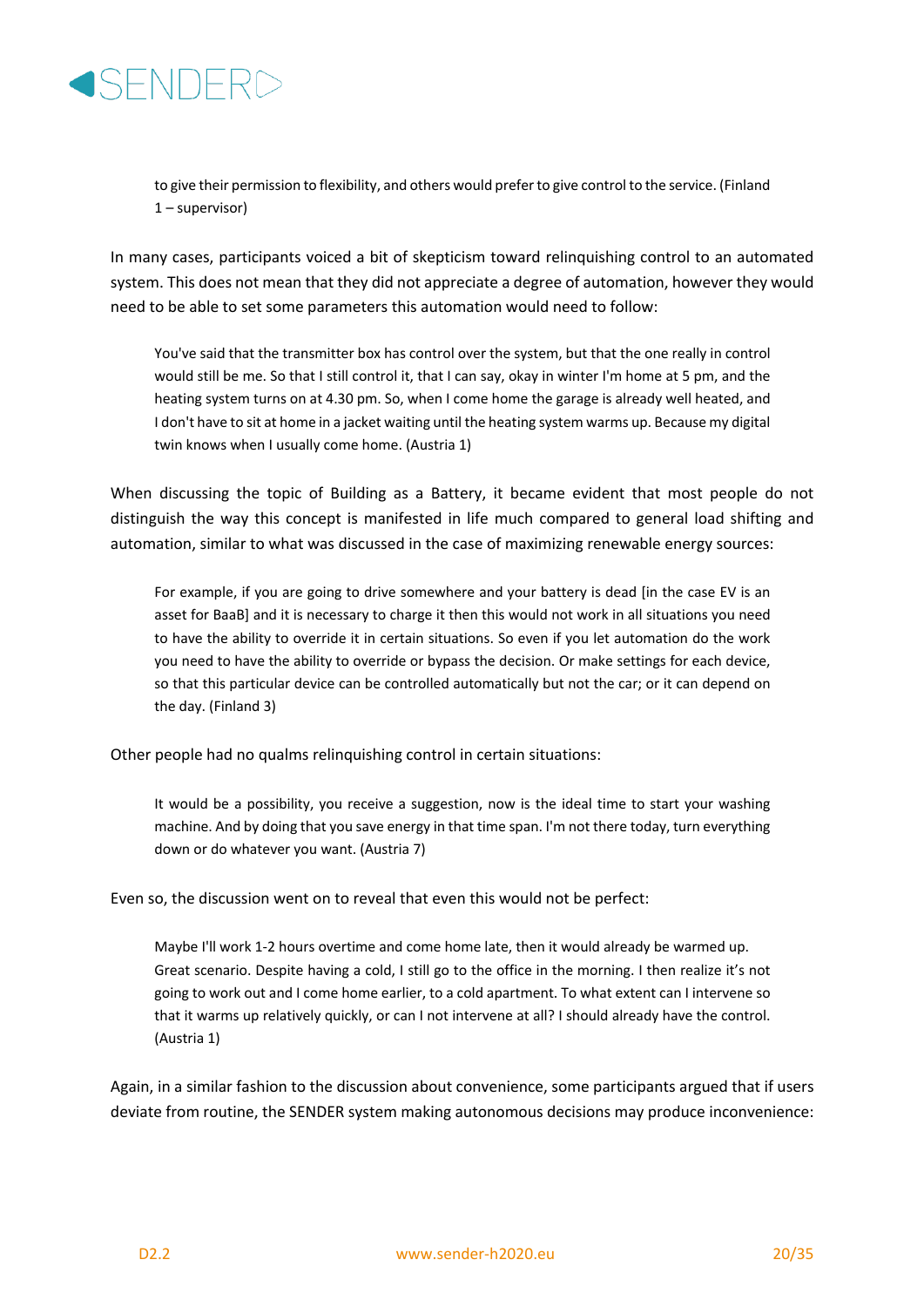> to give their permission to flexibility, and others would prefer to give control to the service. (Finland 1 – supervisor)

In many cases, participants voiced a bit of skepticism toward relinquishing control to an automated system. This does not mean that they did not appreciate a degree of automation, however they would need to be able to set some parameters this automation would need to follow:

> You've said that the transmitter box has control over the system, but that the one really in control would still be me. So that I still control it, that I can say, okay in winter I'm home at 5 pm, and the heating system turns on at 4.30 pm. So, when I come home the garage is already well heated, and I don't have to sit at home in a jacket waiting until the heating system warms up. Because my digital twin knows when I usually come home. (Austria 1)

When discussing the topic of Building as a Battery, it became evident that most people do not distinguish the way this concept is manifested in life much compared to general load shifting and automation, similar to what was discussed in the case of maximizing renewable energy sources:

> For example, if you are going to drive somewhere and your battery is dead [in the case EV is an asset for BaaB] and it is necessary to charge it then this would not work in all situations you need to have the ability to override it in certain situations. So even if you let automation do the work you need to have the ability to override or bypass the decision. Or make settings for each device, so that this particular device can be controlled automatically but not the car; or it can depend on the day. (Finland 3)

Other people had no qualms relinquishing control in certain situations:

> It would be a possibility, you receive a suggestion, now is the ideal time to start your washing machine. And by doing that you save energy in that time span. I'm not there today, turn everything down or do whatever you want. (Austria 7)

Even so, the discussion went on to reveal that even this would not be perfect:

> Maybe I'll work 1-2 hours overtime and come home late, then it would already be warmed up. Great scenario. Despite having a cold, I still go to the office in the morning. I then realize it's not going to work out and I come home earlier, to a cold apartment. To what extent can I intervene so that it warms up relatively quickly, or can I not intervene at all? I should already have the control. (Austria 1)

Again, in a similar fashion to the discussion about convenience, some participants argued that if users deviate from routine, the SENDER system making autonomous decisions may produce inconvenience: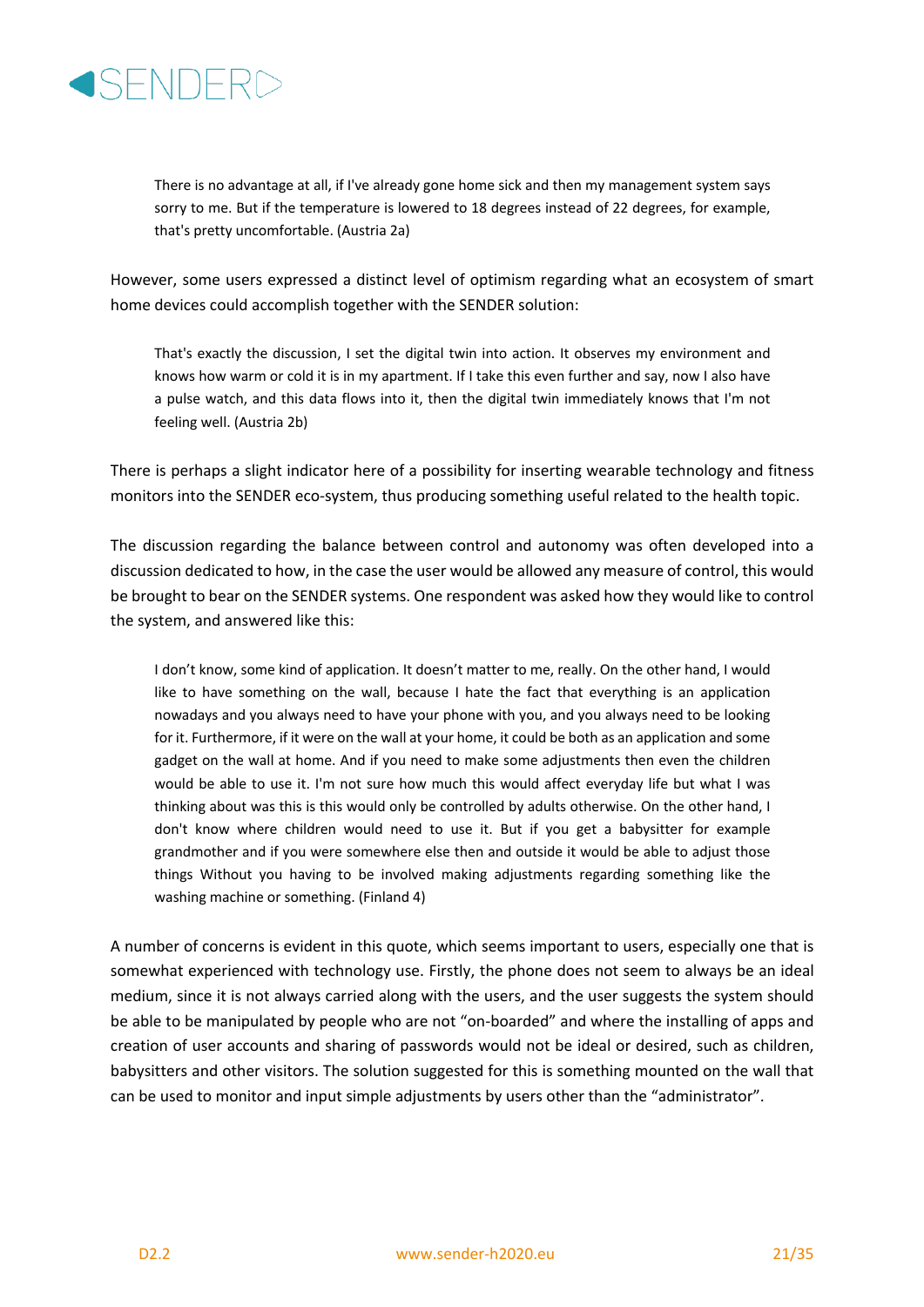> There is no advantage at all, if I've already gone home sick and then my management system says sorry to me. But if the temperature is lowered to 18 degrees instead of 22 degrees, for example, that's pretty uncomfortable. (Austria 2a)

However, some users expressed a distinct level of optimism regarding what an ecosystem of smart home devices could accomplish together with the SENDER solution:

> That's exactly the discussion, I set the digital twin into action. It observes my environment and knows how warm or cold it is in my apartment. If I take this even further and say, now I also have a pulse watch, and this data flows into it, then the digital twin immediately knows that I'm not feeling well. (Austria 2b)

There is perhaps a slight indicator here of a possibility for inserting wearable technology and fitness monitors into the SENDER eco-system, thus producing something useful related to the health topic.

The discussion regarding the balance between control and autonomy was often developed into a discussion dedicated to how, in the case the user would be allowed any measure of control, this would be brought to bear on the SENDER systems. One respondent was asked how they would like to control the system, and answered like this:

> I don't know, some kind of application. It doesn't matter to me, really. On the other hand, I would like to have something on the wall, because I hate the fact that everything is an application nowadays and you always need to have your phone with you, and you always need to be looking for it. Furthermore, if it were on the wall at your home, it could be both as an application and some gadget on the wall at home. And if you need to make some adjustments then even the children would be able to use it. I'm not sure how much this would affect everyday life but what I was thinking about was this is this would only be controlled by adults otherwise. On the other hand, I don't know where children would need to use it. But if you get a babysitter for example grandmother and if you were somewhere else then and outside it would be able to adjust those things Without you having to be involved making adjustments regarding something like the washing machine or something. (Finland 4)

A number of concerns is evident in this quote, which seems important to users, especially one that is somewhat experienced with technology use. Firstly, the phone does not seem to always be an ideal medium, since it is not always carried along with the users, and the user suggests the system should be able to be manipulated by people who are not "on-boarded" and where the installing of apps and creation of user accounts and sharing of passwords would not be ideal or desired, such as children, babysitters and other visitors. The solution suggested for this is something mounted on the wall that can be used to monitor and input simple adjustments by users other than the "administrator".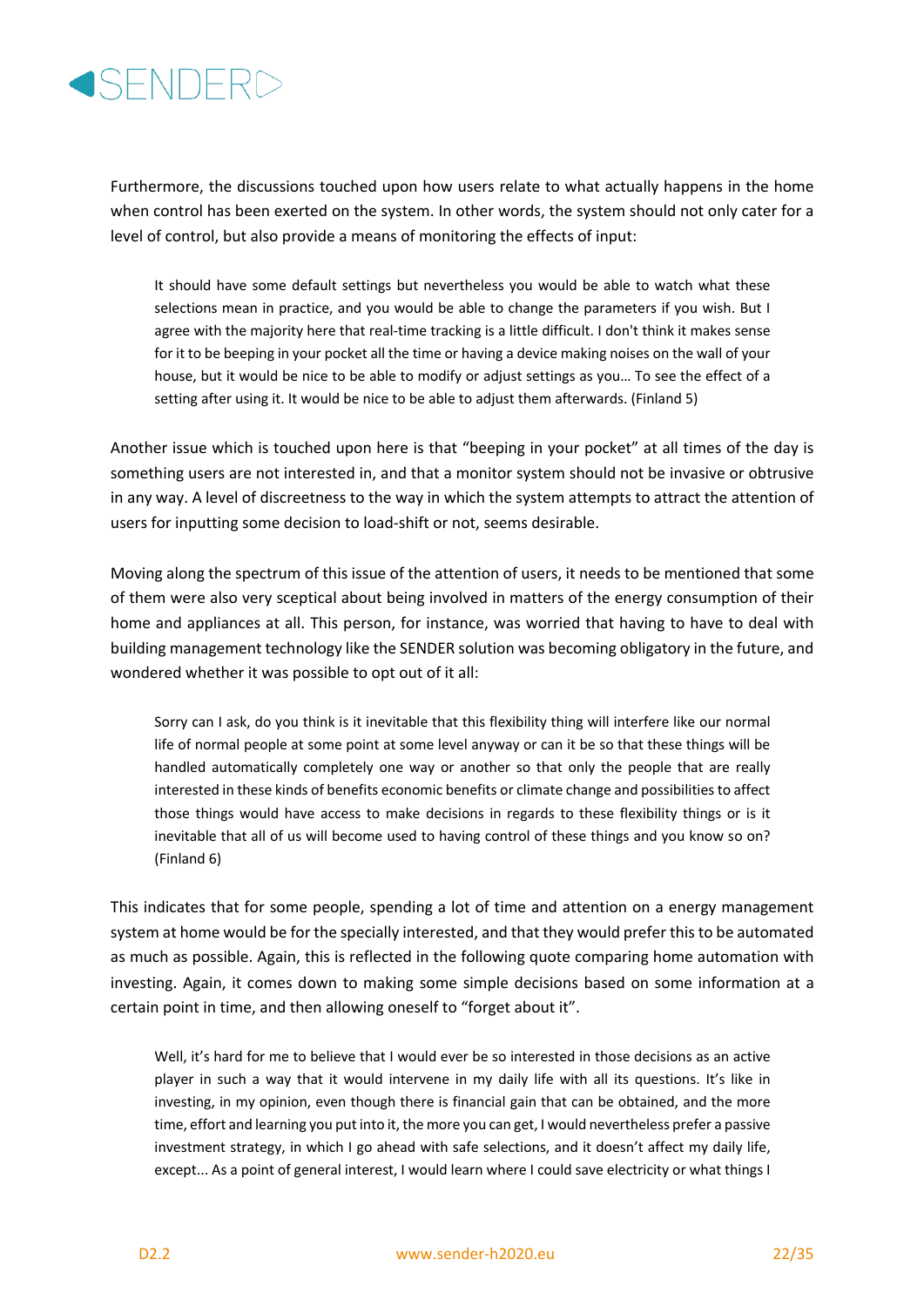Furthermore, the discussions touched upon how users relate to what actually happens in the home when control has been exerted on the system. In other words, the system should not only cater for a level of control, but also provide a means of monitoring the effects of input:

> It should have some default settings but nevertheless you would be able to watch what these selections mean in practice, and you would be able to change the parameters if you wish. But I agree with the majority here that real-time tracking is a little difficult. I don't think it makes sense for it to be beeping in your pocket all the time or having a device making noises on the wall of your house, but it would be nice to be able to modify or adjust settings as you… To see the effect of a setting after using it. It would be nice to be able to adjust them afterwards. (Finland 5)

Another issue which is touched upon here is that "beeping in your pocket" at all times of the day is something users are not interested in, and that a monitor system should not be invasive or obtrusive in any way. A level of discreetness to the way in which the system attempts to attract the attention of users for inputting some decision to load-shift or not, seems desirable.

Moving along the spectrum of this issue of the attention of users, it needs to be mentioned that some of them were also very sceptical about being involved in matters of the energy consumption of their home and appliances at all. This person, for instance, was worried that having to have to deal with building management technology like the SENDER solution was becoming obligatory in the future, and wondered whether it was possible to opt out of it all:

> Sorry can I ask, do you think is it inevitable that this flexibility thing will interfere like our normal life of normal people at some point at some level anyway or can it be so that these things will be handled automatically completely one way or another so that only the people that are really interested in these kinds of benefits economic benefits or climate change and possibilities to affect those things would have access to make decisions in regards to these flexibility things or is it inevitable that all of us will become used to having control of these things and you know so on? (Finland 6)

This indicates that for some people, spending a lot of time and attention on a energy management system at home would be for the specially interested, and that they would prefer this to be automated as much as possible. Again, this is reflected in the following quote comparing home automation with investing. Again, it comes down to making some simple decisions based on some information at a certain point in time, and then allowing oneself to "forget about it".

> Well, it's hard for me to believe that I would ever be so interested in those decisions as an active player in such a way that it would intervene in my daily life with all its questions. It's like in investing, in my opinion, even though there is financial gain that can be obtained, and the more time, effort and learning you put into it, the more you can get, I would nevertheless prefer a passive investment strategy, in which I go ahead with safe selections, and it doesn't affect my daily life, except... As a point of general interest, I would learn where I could save electricity or what things I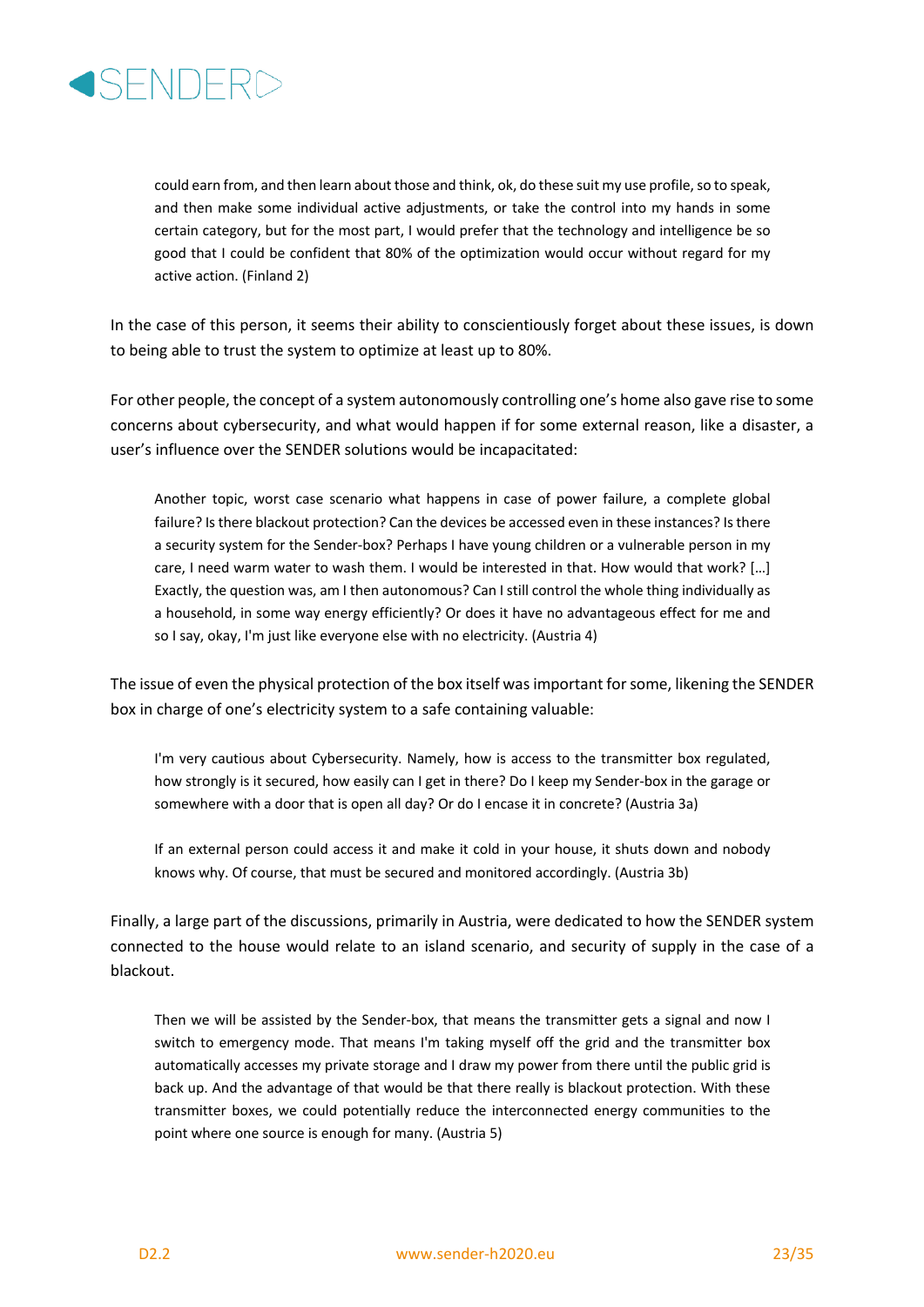> could earn from, and then learn about those and think, ok, do these suit my use profile, so to speak, and then make some individual active adjustments, or take the control into my hands in some certain category, but for the most part, I would prefer that the technology and intelligence be so good that I could be confident that 80% of the optimization would occur without regard for my active action. (Finland 2)

In the case of this person, it seems their ability to conscientiously forget about these issues, is down to being able to trust the system to optimize at least up to 80%.

For other people, the concept of a system autonomously controlling one's home also gave rise to some concerns about cybersecurity, and what would happen if for some external reason, like a disaster, a user's influence over the SENDER solutions would be incapacitated:

> Another topic, worst case scenario what happens in case of power failure, a complete global failure? Is there blackout protection? Can the devices be accessed even in these instances? Is there a security system for the Sender-box? Perhaps I have young children or a vulnerable person in my care, I need warm water to wash them. I would be interested in that. How would that work? […] Exactly, the question was, am I then autonomous? Can I still control the whole thing individually as a household, in some way energy efficiently? Or does it have no advantageous effect for me and so I say, okay, I'm just like everyone else with no electricity. (Austria 4)

The issue of even the physical protection of the box itself was important for some, likening the SENDER box in charge of one's electricity system to a safe containing valuable:

> I'm very cautious about Cybersecurity. Namely, how is access to the transmitter box regulated, how strongly is it secured, how easily can I get in there? Do I keep my Sender-box in the garage or somewhere with a door that is open all day? Or do I encase it in concrete? (Austria 3a)

> If an external person could access it and make it cold in your house, it shuts down and nobody knows why. Of course, that must be secured and monitored accordingly. (Austria 3b)

Finally, a large part of the discussions, primarily in Austria, were dedicated to how the SENDER system connected to the house would relate to an island scenario, and security of supply in the case of a blackout.

> Then we will be assisted by the Sender-box, that means the transmitter gets a signal and now I switch to emergency mode. That means I'm taking myself off the grid and the transmitter box automatically accesses my private storage and I draw my power from there until the public grid is back up. And the advantage of that would be that there really is blackout protection. With these transmitter boxes, we could potentially reduce the interconnected energy communities to the point where one source is enough for many. (Austria 5)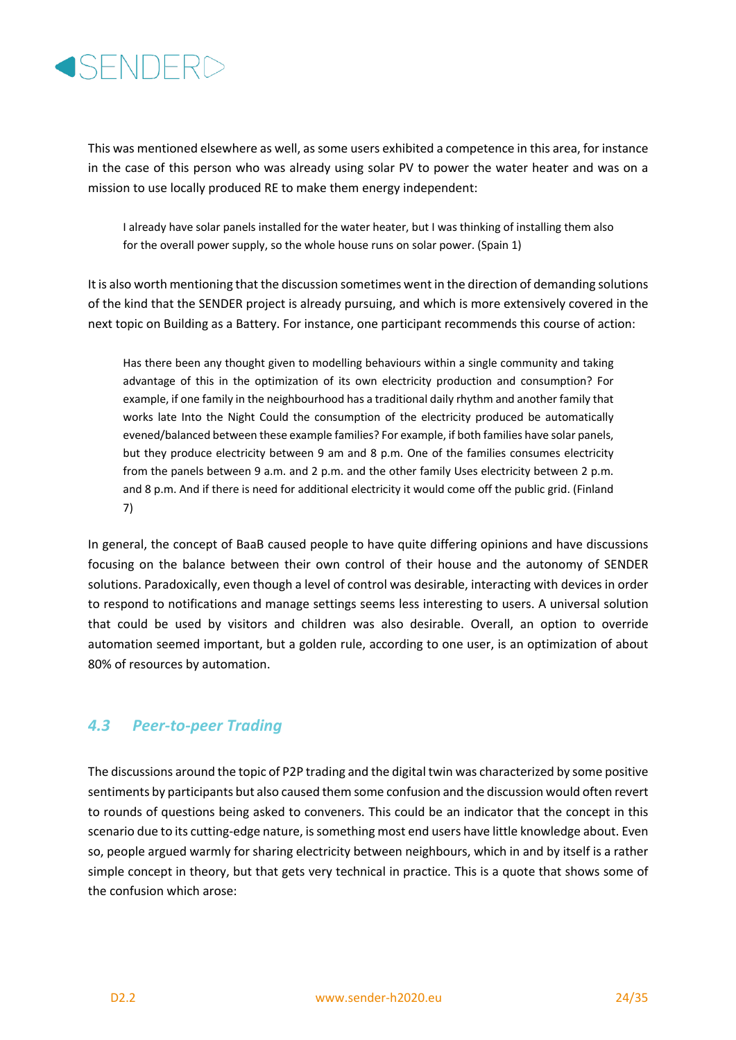This was mentioned elsewhere as well, as some users exhibited a competence in this area, for instance in the case of this person who was already using solar PV to power the water heater and was on a mission to use locally produced RE to make them energy independent:

> I already have solar panels installed for the water heater, but I was thinking of installing them also for the overall power supply, so the whole house runs on solar power. (Spain 1)

It is also worth mentioning that the discussion sometimes went in the direction of demanding solutions of the kind that the SENDER project is already pursuing, and which is more extensively covered in the next topic on Building as a Battery. For instance, one participant recommends this course of action:

> Has there been any thought given to modelling behaviours within a single community and taking advantage of this in the optimization of its own electricity production and consumption? For example, if one family in the neighbourhood has a traditional daily rhythm and another family that works late Into the Night Could the consumption of the electricity produced be automatically evened/balanced between these example families? For example, if both families have solar panels, but they produce electricity between 9 am and 8 p.m. One of the families consumes electricity from the panels between 9 a.m. and 2 p.m. and the other family Uses electricity between 2 p.m. and 8 p.m. And if there is need for additional electricity it would come off the public grid. (Finland 7)

In general, the concept of BaaB caused people to have quite differing opinions and have discussions focusing on the balance between their own control of their house and the autonomy of SENDER solutions. Paradoxically, even though a level of control was desirable, interacting with devices in order to respond to notifications and manage settings seems less interesting to users. A universal solution that could be used by visitors and children was also desirable. Overall, an option to override automation seemed important, but a golden rule, according to one user, is an optimization of about 80% of resources by automation.

## *4.3 Peer-to-peer Trading*

The discussions around the topic of P2P trading and the digital twin was characterized by some positive sentiments by participants but also caused them some confusion and the discussion would often revert to rounds of questions being asked to conveners. This could be an indicator that the concept in this scenario due to its cutting-edge nature, is something most end users have little knowledge about. Even so, people argued warmly for sharing electricity between neighbours, which in and by itself is a rather simple concept in theory, but that gets very technical in practice. This is a quote that shows some of the confusion which arose: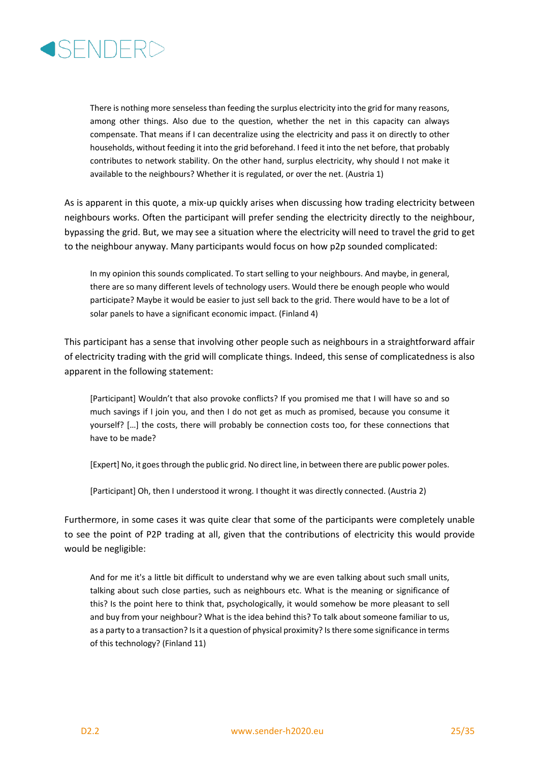> There is nothing more senseless than feeding the surplus electricity into the grid for many reasons, among other things. Also due to the question, whether the net in this capacity can always compensate. That means if I can decentralize using the electricity and pass it on directly to other households, without feeding it into the grid beforehand. I feed it into the net before, that probably contributes to network stability. On the other hand, surplus electricity, why should I not make it available to the neighbours? Whether it is regulated, or over the net. (Austria 1)

As is apparent in this quote, a mix-up quickly arises when discussing how trading electricity between neighbours works. Often the participant will prefer sending the electricity directly to the neighbour, bypassing the grid. But, we may see a situation where the electricity will need to travel the grid to get to the neighbour anyway. Many participants would focus on how p2p sounded complicated:

> In my opinion this sounds complicated. To start selling to your neighbours. And maybe, in general, there are so many different levels of technology users. Would there be enough people who would participate? Maybe it would be easier to just sell back to the grid. There would have to be a lot of solar panels to have a significant economic impact. (Finland 4)

This participant has a sense that involving other people such as neighbours in a straightforward affair of electricity trading with the grid will complicate things. Indeed, this sense of complicatedness is also apparent in the following statement:

> [Participant] Wouldn't that also provoke conflicts? If you promised me that I will have so and so much savings if I join you, and then I do not get as much as promised, because you consume it yourself? […] the costs, there will probably be connection costs too, for these connections that have to be made?
>
> [Expert] No, it goes through the public grid. No direct line, in between there are public power poles.
>
> [Participant] Oh, then I understood it wrong. I thought it was directly connected. (Austria 2)

Furthermore, in some cases it was quite clear that some of the participants were completely unable to see the point of P2P trading at all, given that the contributions of electricity this would provide would be negligible:

> And for me it's a little bit difficult to understand why we are even talking about such small units, talking about such close parties, such as neighbours etc. What is the meaning or significance of this? Is the point here to think that, psychologically, it would somehow be more pleasant to sell and buy from your neighbour? What is the idea behind this? To talk about someone familiar to us, as a party to a transaction? Is it a question of physical proximity? Is there some significance in terms of this technology? (Finland 11)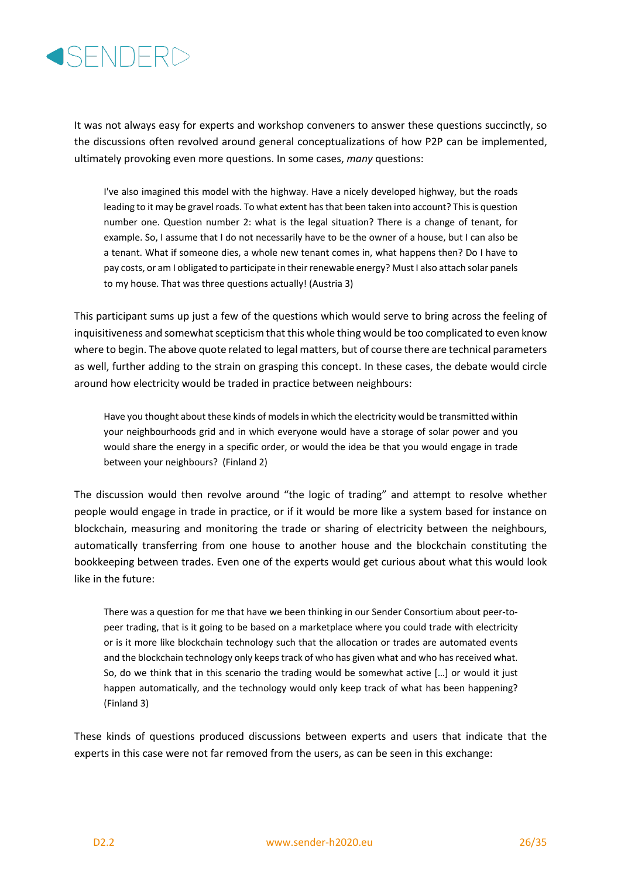It was not always easy for experts and workshop conveners to answer these questions succinctly, so the discussions often revolved around general conceptualizations of how P2P can be implemented, ultimately provoking even more questions. In some cases, *many* questions:

> I've also imagined this model with the highway. Have a nicely developed highway, but the roads leading to it may be gravel roads. To what extent has that been taken into account? This is question number one. Question number 2: what is the legal situation? There is a change of tenant, for example. So, I assume that I do not necessarily have to be the owner of a house, but I can also be a tenant. What if someone dies, a whole new tenant comes in, what happens then? Do I have to pay costs, or am I obligated to participate in their renewable energy? Must I also attach solar panels to my house. That was three questions actually! (Austria 3)

This participant sums up just a few of the questions which would serve to bring across the feeling of inquisitiveness and somewhat scepticism that this whole thing would be too complicated to even know where to begin. The above quote related to legal matters, but of course there are technical parameters as well, further adding to the strain on grasping this concept. In these cases, the debate would circle around how electricity would be traded in practice between neighbours:

> Have you thought about these kinds of models in which the electricity would be transmitted within your neighbourhoods grid and in which everyone would have a storage of solar power and you would share the energy in a specific order, or would the idea be that you would engage in trade between your neighbours? (Finland 2)

The discussion would then revolve around "the logic of trading" and attempt to resolve whether people would engage in trade in practice, or if it would be more like a system based for instance on blockchain, measuring and monitoring the trade or sharing of electricity between the neighbours, automatically transferring from one house to another house and the blockchain constituting the bookkeeping between trades. Even one of the experts would get curious about what this would look like in the future:

> There was a question for me that have we been thinking in our Sender Consortium about peer-to-peer trading, that is it going to be based on a marketplace where you could trade with electricity or is it more like blockchain technology such that the allocation or trades are automated events and the blockchain technology only keeps track of who has given what and who has received what. So, do we think that in this scenario the trading would be somewhat active […] or would it just happen automatically, and the technology would only keep track of what has been happening? (Finland 3)

These kinds of questions produced discussions between experts and users that indicate that the experts in this case were not far removed from the users, as can be seen in this exchange: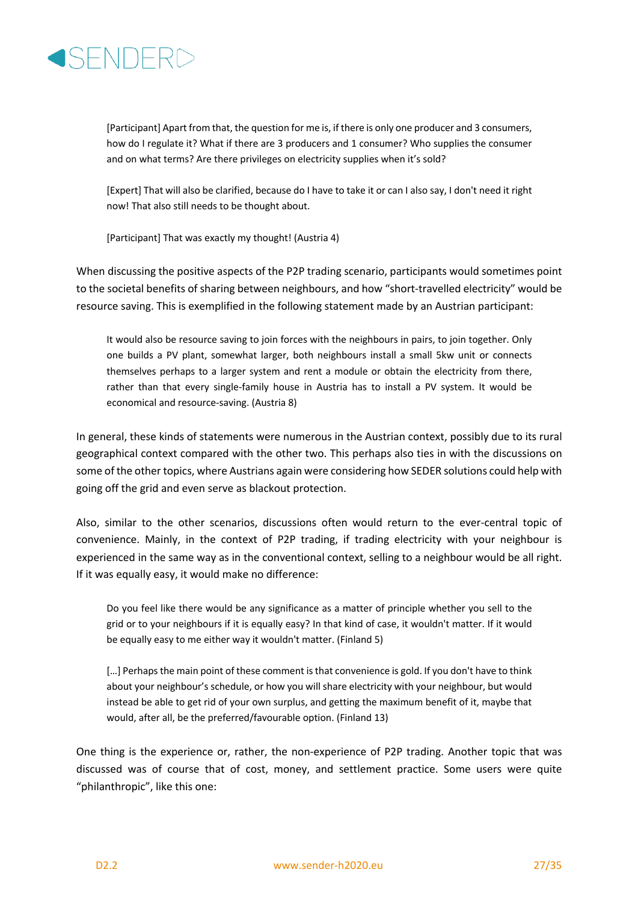> [Participant] Apart from that, the question for me is, if there is only one producer and 3 consumers, how do I regulate it? What if there are 3 producers and 1 consumer? Who supplies the consumer and on what terms? Are there privileges on electricity supplies when it's sold?
>
> [Expert] That will also be clarified, because do I have to take it or can I also say, I don't need it right now! That also still needs to be thought about.
>
> [Participant] That was exactly my thought! (Austria 4)

When discussing the positive aspects of the P2P trading scenario, participants would sometimes point to the societal benefits of sharing between neighbours, and how "short-travelled electricity" would be resource saving. This is exemplified in the following statement made by an Austrian participant:

> It would also be resource saving to join forces with the neighbours in pairs, to join together. Only one builds a PV plant, somewhat larger, both neighbours install a small 5kw unit or connects themselves perhaps to a larger system and rent a module or obtain the electricity from there, rather than that every single-family house in Austria has to install a PV system. It would be economical and resource-saving. (Austria 8)

In general, these kinds of statements were numerous in the Austrian context, possibly due to its rural geographical context compared with the other two. This perhaps also ties in with the discussions on some of the other topics, where Austrians again were considering how SEDER solutions could help with going off the grid and even serve as blackout protection.

Also, similar to the other scenarios, discussions often would return to the ever-central topic of convenience. Mainly, in the context of P2P trading, if trading electricity with your neighbour is experienced in the same way as in the conventional context, selling to a neighbour would be all right. If it was equally easy, it would make no difference:

> Do you feel like there would be any significance as a matter of principle whether you sell to the grid or to your neighbours if it is equally easy? In that kind of case, it wouldn't matter. If it would be equally easy to me either way it wouldn't matter. (Finland 5)
>
> […] Perhaps the main point of these comment is that convenience is gold. If you don't have to think about your neighbour's schedule, or how you will share electricity with your neighbour, but would instead be able to get rid of your own surplus, and getting the maximum benefit of it, maybe that would, after all, be the preferred/favourable option. (Finland 13)

One thing is the experience or, rather, the non-experience of P2P trading. Another topic that was discussed was of course that of cost, money, and settlement practice. Some users were quite "philanthropic", like this one: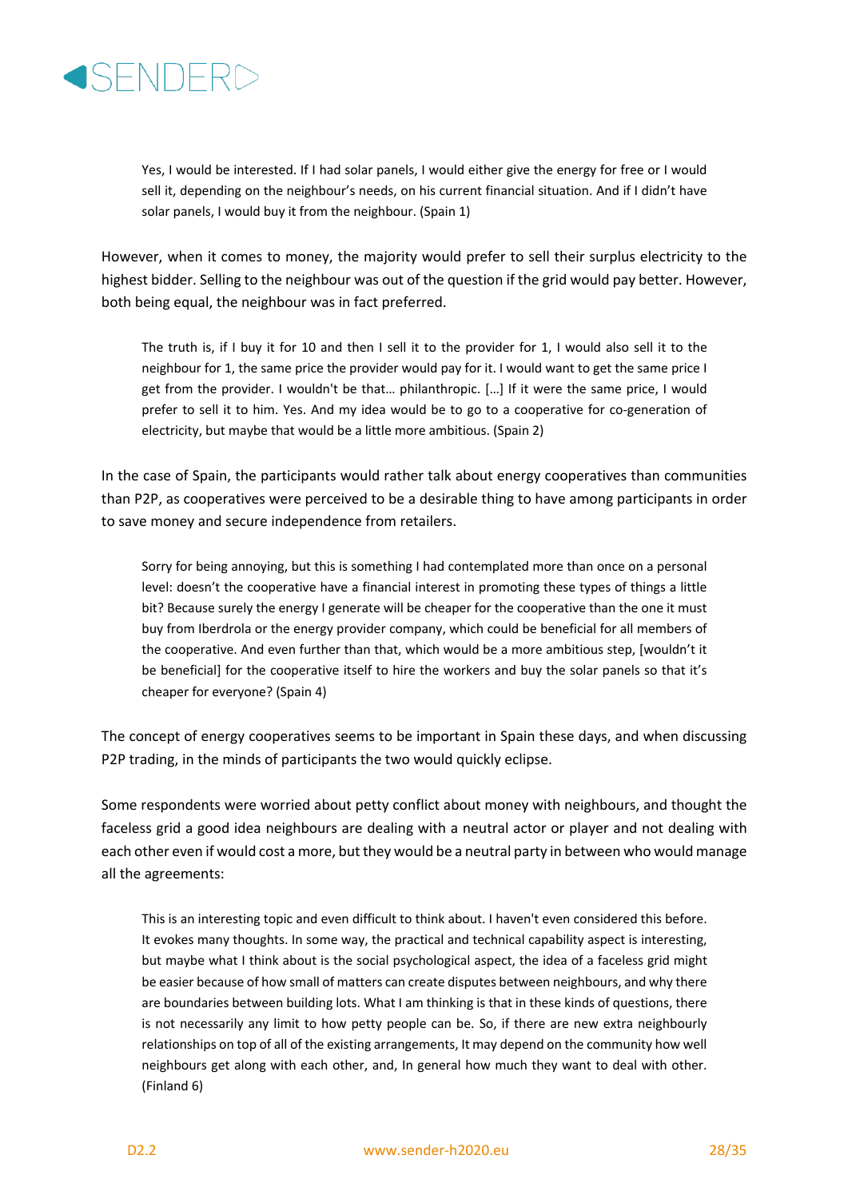> Yes, I would be interested. If I had solar panels, I would either give the energy for free or I would sell it, depending on the neighbour's needs, on his current financial situation. And if I didn't have solar panels, I would buy it from the neighbour. (Spain 1)

However, when it comes to money, the majority would prefer to sell their surplus electricity to the highest bidder. Selling to the neighbour was out of the question if the grid would pay better. However, both being equal, the neighbour was in fact preferred.

> The truth is, if I buy it for 10 and then I sell it to the provider for 1, I would also sell it to the neighbour for 1, the same price the provider would pay for it. I would want to get the same price I get from the provider. I wouldn't be that… philanthropic. […] If it were the same price, I would prefer to sell it to him. Yes. And my idea would be to go to a cooperative for co-generation of electricity, but maybe that would be a little more ambitious. (Spain 2)

In the case of Spain, the participants would rather talk about energy cooperatives than communities than P2P, as cooperatives were perceived to be a desirable thing to have among participants in order to save money and secure independence from retailers.

> Sorry for being annoying, but this is something I had contemplated more than once on a personal level: doesn't the cooperative have a financial interest in promoting these types of things a little bit? Because surely the energy I generate will be cheaper for the cooperative than the one it must buy from Iberdrola or the energy provider company, which could be beneficial for all members of the cooperative. And even further than that, which would be a more ambitious step, [wouldn't it be beneficial] for the cooperative itself to hire the workers and buy the solar panels so that it's cheaper for everyone? (Spain 4)

The concept of energy cooperatives seems to be important in Spain these days, and when discussing P2P trading, in the minds of participants the two would quickly eclipse.

Some respondents were worried about petty conflict about money with neighbours, and thought the faceless grid a good idea neighbours are dealing with a neutral actor or player and not dealing with each other even if would cost a more, but they would be a neutral party in between who would manage all the agreements:

> This is an interesting topic and even difficult to think about. I haven't even considered this before. It evokes many thoughts. In some way, the practical and technical capability aspect is interesting, but maybe what I think about is the social psychological aspect, the idea of a faceless grid might be easier because of how small of matters can create disputes between neighbours, and why there are boundaries between building lots. What I am thinking is that in these kinds of questions, there is not necessarily any limit to how petty people can be. So, if there are new extra neighbourly relationships on top of all of the existing arrangements, It may depend on the community how well neighbours get along with each other, and, In general how much they want to deal with other. (Finland 6)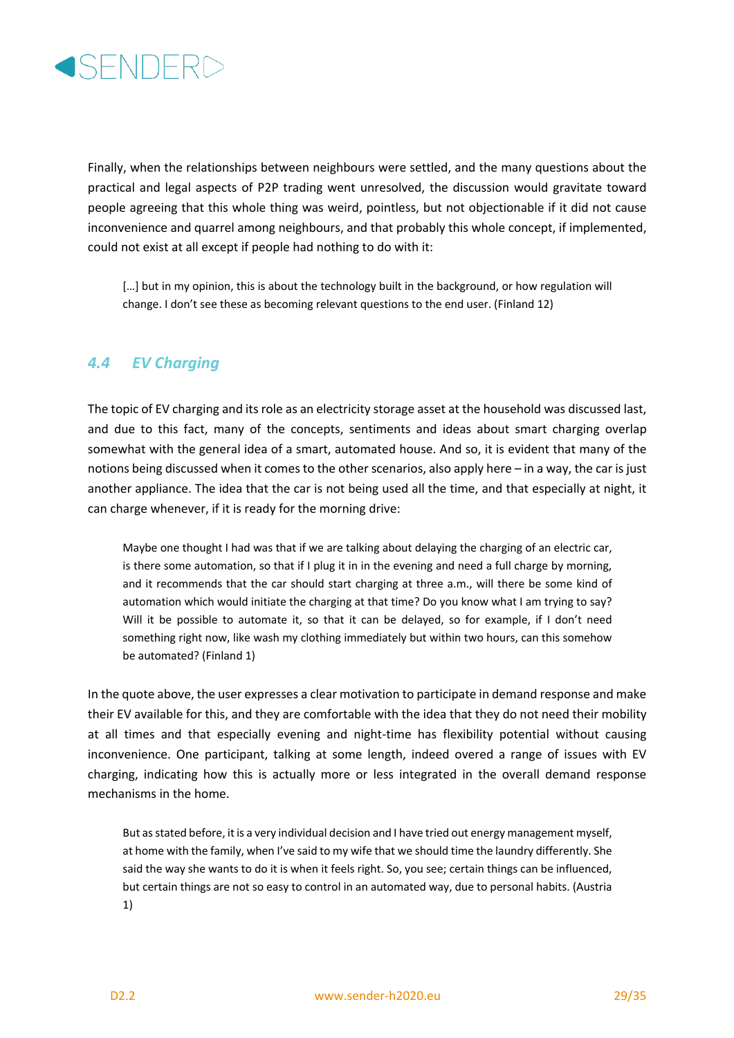Finally, when the relationships between neighbours were settled, and the many questions about the practical and legal aspects of P2P trading went unresolved, the discussion would gravitate toward people agreeing that this whole thing was weird, pointless, but not objectionable if it did not cause inconvenience and quarrel among neighbours, and that probably this whole concept, if implemented, could not exist at all except if people had nothing to do with it:

> […] but in my opinion, this is about the technology built in the background, or how regulation will change. I don't see these as becoming relevant questions to the end user. (Finland 12)

## 4.4 EV Charging

The topic of EV charging and its role as an electricity storage asset at the household was discussed last, and due to this fact, many of the concepts, sentiments and ideas about smart charging overlap somewhat with the general idea of a smart, automated house. And so, it is evident that many of the notions being discussed when it comes to the other scenarios, also apply here – in a way, the car is just another appliance. The idea that the car is not being used all the time, and that especially at night, it can charge whenever, if it is ready for the morning drive:

> Maybe one thought I had was that if we are talking about delaying the charging of an electric car, is there some automation, so that if I plug it in in the evening and need a full charge by morning, and it recommends that the car should start charging at three a.m., will there be some kind of automation which would initiate the charging at that time? Do you know what I am trying to say? Will it be possible to automate it, so that it can be delayed, so for example, if I don't need something right now, like wash my clothing immediately but within two hours, can this somehow be automated? (Finland 1)

In the quote above, the user expresses a clear motivation to participate in demand response and make their EV available for this, and they are comfortable with the idea that they do not need their mobility at all times and that especially evening and night-time has flexibility potential without causing inconvenience. One participant, talking at some length, indeed overed a range of issues with EV charging, indicating how this is actually more or less integrated in the overall demand response mechanisms in the home.

> But as stated before, it is a very individual decision and I have tried out energy management myself, at home with the family, when I've said to my wife that we should time the laundry differently. She said the way she wants to do it is when it feels right. So, you see; certain things can be influenced, but certain things are not so easy to control in an automated way, due to personal habits. (Austria 1)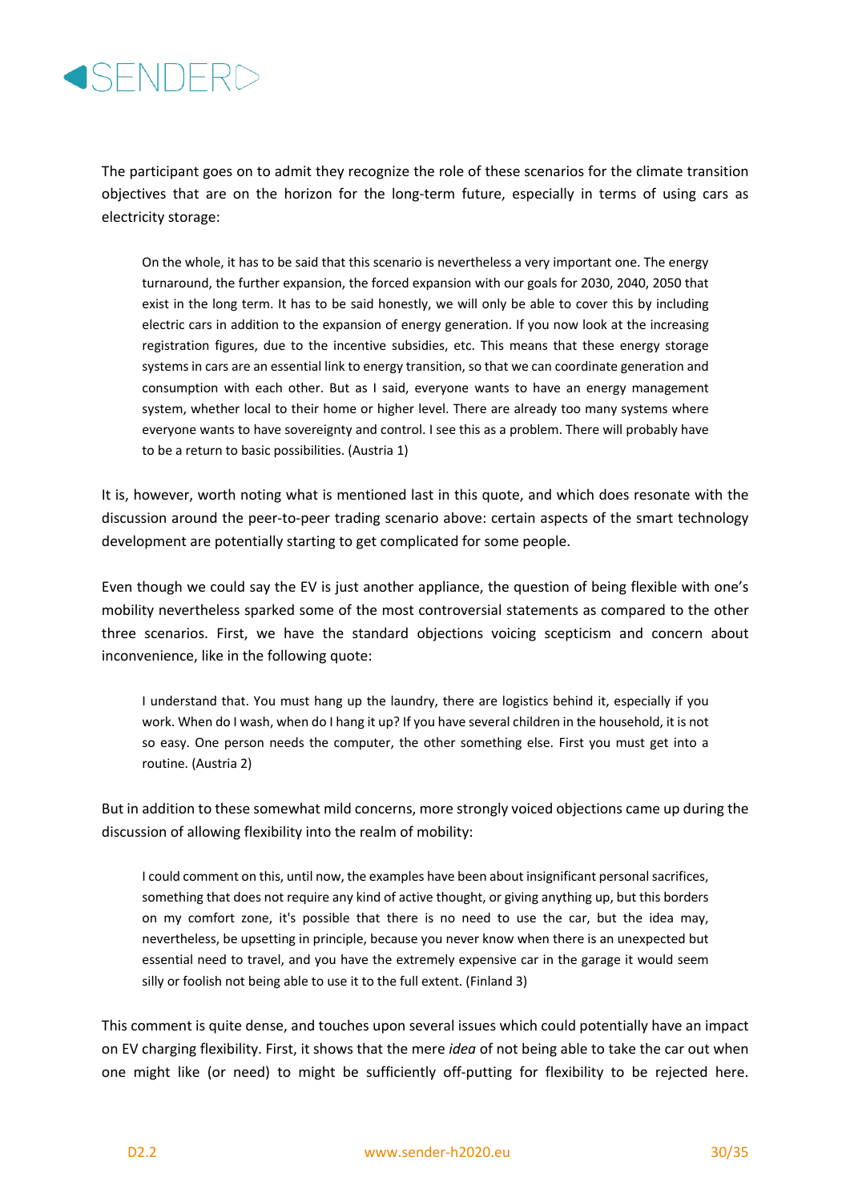The participant goes on to admit they recognize the role of these scenarios for the climate transition objectives that are on the horizon for the long-term future, especially in terms of using cars as electricity storage:

> On the whole, it has to be said that this scenario is nevertheless a very important one. The energy turnaround, the further expansion, the forced expansion with our goals for 2030, 2040, 2050 that exist in the long term. It has to be said honestly, we will only be able to cover this by including electric cars in addition to the expansion of energy generation. If you now look at the increasing registration figures, due to the incentive subsidies, etc. This means that these energy storage systems in cars are an essential link to energy transition, so that we can coordinate generation and consumption with each other. But as I said, everyone wants to have an energy management system, whether local to their home or higher level. There are already too many systems where everyone wants to have sovereignty and control. I see this as a problem. There will probably have to be a return to basic possibilities. (Austria 1)

It is, however, worth noting what is mentioned last in this quote, and which does resonate with the discussion around the peer-to-peer trading scenario above: certain aspects of the smart technology development are potentially starting to get complicated for some people.

Even though we could say the EV is just another appliance, the question of being flexible with one's mobility nevertheless sparked some of the most controversial statements as compared to the other three scenarios. First, we have the standard objections voicing scepticism and concern about inconvenience, like in the following quote:

> I understand that. You must hang up the laundry, there are logistics behind it, especially if you work. When do I wash, when do I hang it up? If you have several children in the household, it is not so easy. One person needs the computer, the other something else. First you must get into a routine. (Austria 2)

But in addition to these somewhat mild concerns, more strongly voiced objections came up during the discussion of allowing flexibility into the realm of mobility:

> I could comment on this, until now, the examples have been about insignificant personal sacrifices, something that does not require any kind of active thought, or giving anything up, but this borders on my comfort zone, it's possible that there is no need to use the car, but the idea may, nevertheless, be upsetting in principle, because you never know when there is an unexpected but essential need to travel, and you have the extremely expensive car in the garage it would seem silly or foolish not being able to use it to the full extent. (Finland 3)

This comment is quite dense, and touches upon several issues which could potentially have an impact on EV charging flexibility. First, it shows that the mere *idea* of not being able to take the car out when one might like (or need) to might be sufficiently off-putting for flexibility to be rejected here.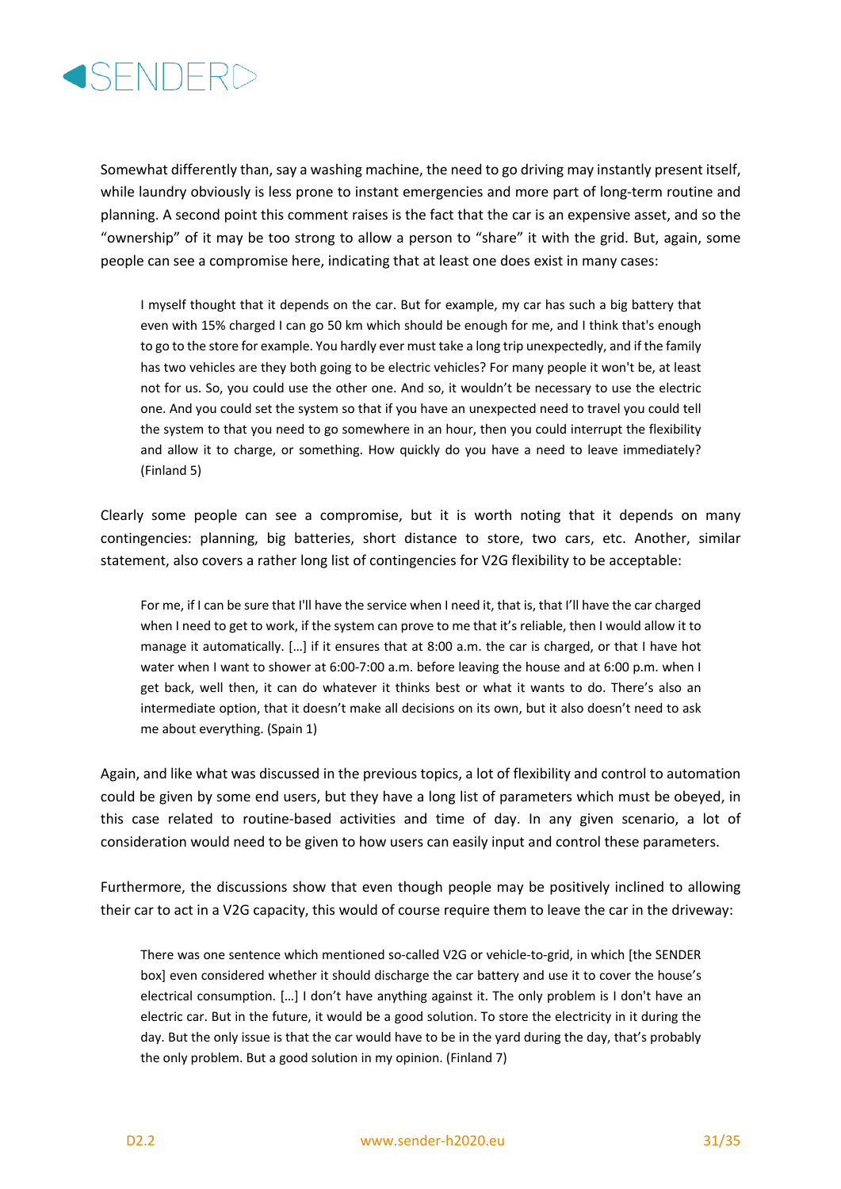Somewhat differently than, say a washing machine, the need to go driving may instantly present itself, while laundry obviously is less prone to instant emergencies and more part of long-term routine and planning. A second point this comment raises is the fact that the car is an expensive asset, and so the "ownership" of it may be too strong to allow a person to "share" it with the grid. But, again, some people can see a compromise here, indicating that at least one does exist in many cases:

> I myself thought that it depends on the car. But for example, my car has such a big battery that even with 15% charged I can go 50 km which should be enough for me, and I think that's enough to go to the store for example. You hardly ever must take a long trip unexpectedly, and if the family has two vehicles are they both going to be electric vehicles? For many people it won't be, at least not for us. So, you could use the other one. And so, it wouldn't be necessary to use the electric one. And you could set the system so that if you have an unexpected need to travel you could tell the system to that you need to go somewhere in an hour, then you could interrupt the flexibility and allow it to charge, or something. How quickly do you have a need to leave immediately? (Finland 5)

Clearly some people can see a compromise, but it is worth noting that it depends on many contingencies: planning, big batteries, short distance to store, two cars, etc. Another, similar statement, also covers a rather long list of contingencies for V2G flexibility to be acceptable:

> For me, if I can be sure that I'll have the service when I need it, that is, that I'll have the car charged when I need to get to work, if the system can prove to me that it's reliable, then I would allow it to manage it automatically. […] if it ensures that at 8:00 a.m. the car is charged, or that I have hot water when I want to shower at 6:00-7:00 a.m. before leaving the house and at 6:00 p.m. when I get back, well then, it can do whatever it thinks best or what it wants to do. There's also an intermediate option, that it doesn't make all decisions on its own, but it also doesn't need to ask me about everything. (Spain 1)

Again, and like what was discussed in the previous topics, a lot of flexibility and control to automation could be given by some end users, but they have a long list of parameters which must be obeyed, in this case related to routine-based activities and time of day. In any given scenario, a lot of consideration would need to be given to how users can easily input and control these parameters.

Furthermore, the discussions show that even though people may be positively inclined to allowing their car to act in a V2G capacity, this would of course require them to leave the car in the driveway:

> There was one sentence which mentioned so-called V2G or vehicle-to-grid, in which [the SENDER box] even considered whether it should discharge the car battery and use it to cover the house's electrical consumption. […] I don't have anything against it. The only problem is I don't have an electric car. But in the future, it would be a good solution. To store the electricity in it during the day. But the only issue is that the car would have to be in the yard during the day, that's probably the only problem. But a good solution in my opinion. (Finland 7)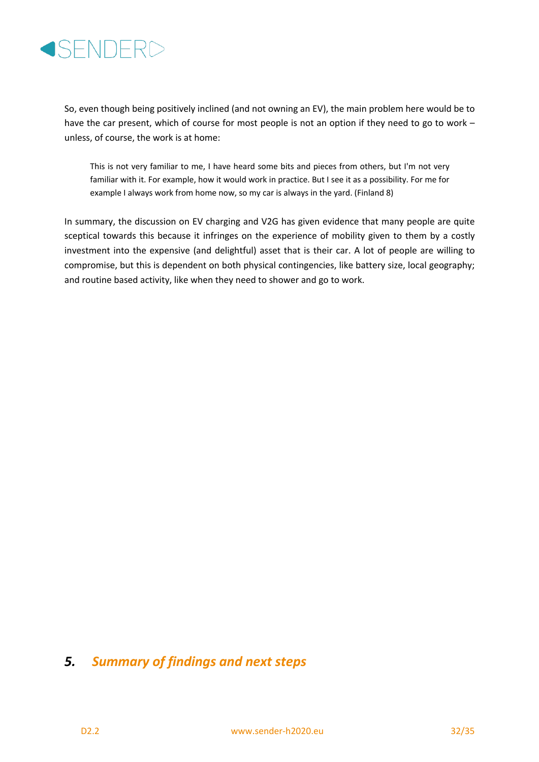So, even though being positively inclined (and not owning an EV), the main problem here would be to have the car present, which of course for most people is not an option if they need to go to work – unless, of course, the work is at home:

> This is not very familiar to me, I have heard some bits and pieces from others, but I'm not very familiar with it. For example, how it would work in practice. But I see it as a possibility. For me for example I always work from home now, so my car is always in the yard. (Finland 8)

In summary, the discussion on EV charging and V2G has given evidence that many people are quite sceptical towards this because it infringes on the experience of mobility given to them by a costly investment into the expensive (and delightful) asset that is their car. A lot of people are willing to compromise, but this is dependent on both physical contingencies, like battery size, local geography; and routine based activity, like when they need to shower and go to work.

# *5. Summary of findings and next steps*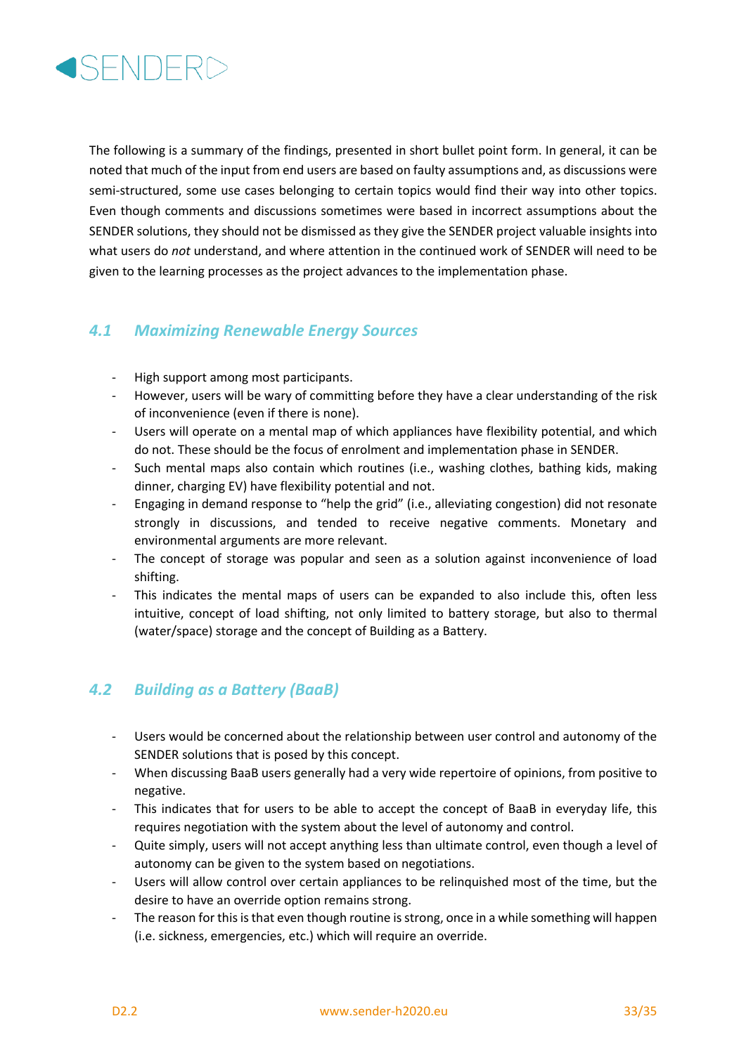The following is a summary of the findings, presented in short bullet point form. In general, it can be noted that much of the input from end users are based on faulty assumptions and, as discussions were semi-structured, some use cases belonging to certain topics would find their way into other topics. Even though comments and discussions sometimes were based in incorrect assumptions about the SENDER solutions, they should not be dismissed as they give the SENDER project valuable insights into what users do *not* understand, and where attention in the continued work of SENDER will need to be given to the learning processes as the project advances to the implementation phase.

### *4.1 Maximizing Renewable Energy Sources*

- High support among most participants.
- However, users will be wary of committing before they have a clear understanding of the risk of inconvenience (even if there is none).
- Users will operate on a mental map of which appliances have flexibility potential, and which do not. These should be the focus of enrolment and implementation phase in SENDER.
- Such mental maps also contain which routines (i.e., washing clothes, bathing kids, making dinner, charging EV) have flexibility potential and not.
- Engaging in demand response to "help the grid" (i.e., alleviating congestion) did not resonate strongly in discussions, and tended to receive negative comments. Monetary and environmental arguments are more relevant.
- The concept of storage was popular and seen as a solution against inconvenience of load shifting.
- This indicates the mental maps of users can be expanded to also include this, often less intuitive, concept of load shifting, not only limited to battery storage, but also to thermal (water/space) storage and the concept of Building as a Battery.

### *4.2 Building as a Battery (BaaB)*

- Users would be concerned about the relationship between user control and autonomy of the SENDER solutions that is posed by this concept.
- When discussing BaaB users generally had a very wide repertoire of opinions, from positive to negative.
- This indicates that for users to be able to accept the concept of BaaB in everyday life, this requires negotiation with the system about the level of autonomy and control.
- Quite simply, users will not accept anything less than ultimate control, even though a level of autonomy can be given to the system based on negotiations.
- Users will allow control over certain appliances to be relinquished most of the time, but the desire to have an override option remains strong.
- The reason for this is that even though routine is strong, once in a while something will happen (i.e. sickness, emergencies, etc.) which will require an override.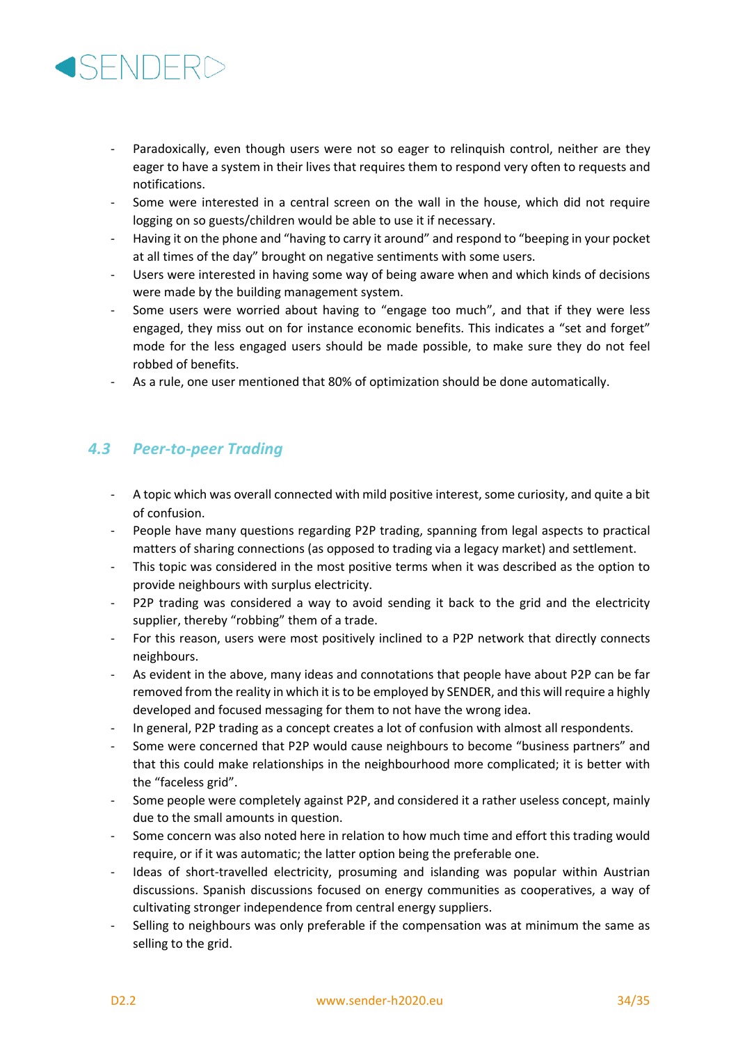- Paradoxically, even though users were not so eager to relinquish control, neither are they eager to have a system in their lives that requires them to respond very often to requests and notifications.
- Some were interested in a central screen on the wall in the house, which did not require logging on so guests/children would be able to use it if necessary.
- Having it on the phone and "having to carry it around" and respond to "beeping in your pocket at all times of the day" brought on negative sentiments with some users.
- Users were interested in having some way of being aware when and which kinds of decisions were made by the building management system.
- Some users were worried about having to "engage too much", and that if they were less engaged, they miss out on for instance economic benefits. This indicates a "set and forget" mode for the less engaged users should be made possible, to make sure they do not feel robbed of benefits.
- As a rule, one user mentioned that 80% of optimization should be done automatically.

### *4.3 Peer-to-peer Trading*

- A topic which was overall connected with mild positive interest, some curiosity, and quite a bit of confusion.
- People have many questions regarding P2P trading, spanning from legal aspects to practical matters of sharing connections (as opposed to trading via a legacy market) and settlement.
- This topic was considered in the most positive terms when it was described as the option to provide neighbours with surplus electricity.
- P2P trading was considered a way to avoid sending it back to the grid and the electricity supplier, thereby "robbing" them of a trade.
- For this reason, users were most positively inclined to a P2P network that directly connects neighbours.
- As evident in the above, many ideas and connotations that people have about P2P can be far removed from the reality in which it is to be employed by SENDER, and this will require a highly developed and focused messaging for them to not have the wrong idea.
- In general, P2P trading as a concept creates a lot of confusion with almost all respondents.
- Some were concerned that P2P would cause neighbours to become "business partners" and that this could make relationships in the neighbourhood more complicated; it is better with the "faceless grid".
- Some people were completely against P2P, and considered it a rather useless concept, mainly due to the small amounts in question.
- Some concern was also noted here in relation to how much time and effort this trading would require, or if it was automatic; the latter option being the preferable one.
- Ideas of short-travelled electricity, prosuming and islanding was popular within Austrian discussions. Spanish discussions focused on energy communities as cooperatives, a way of cultivating stronger independence from central energy suppliers.
- Selling to neighbours was only preferable if the compensation was at minimum the same as selling to the grid.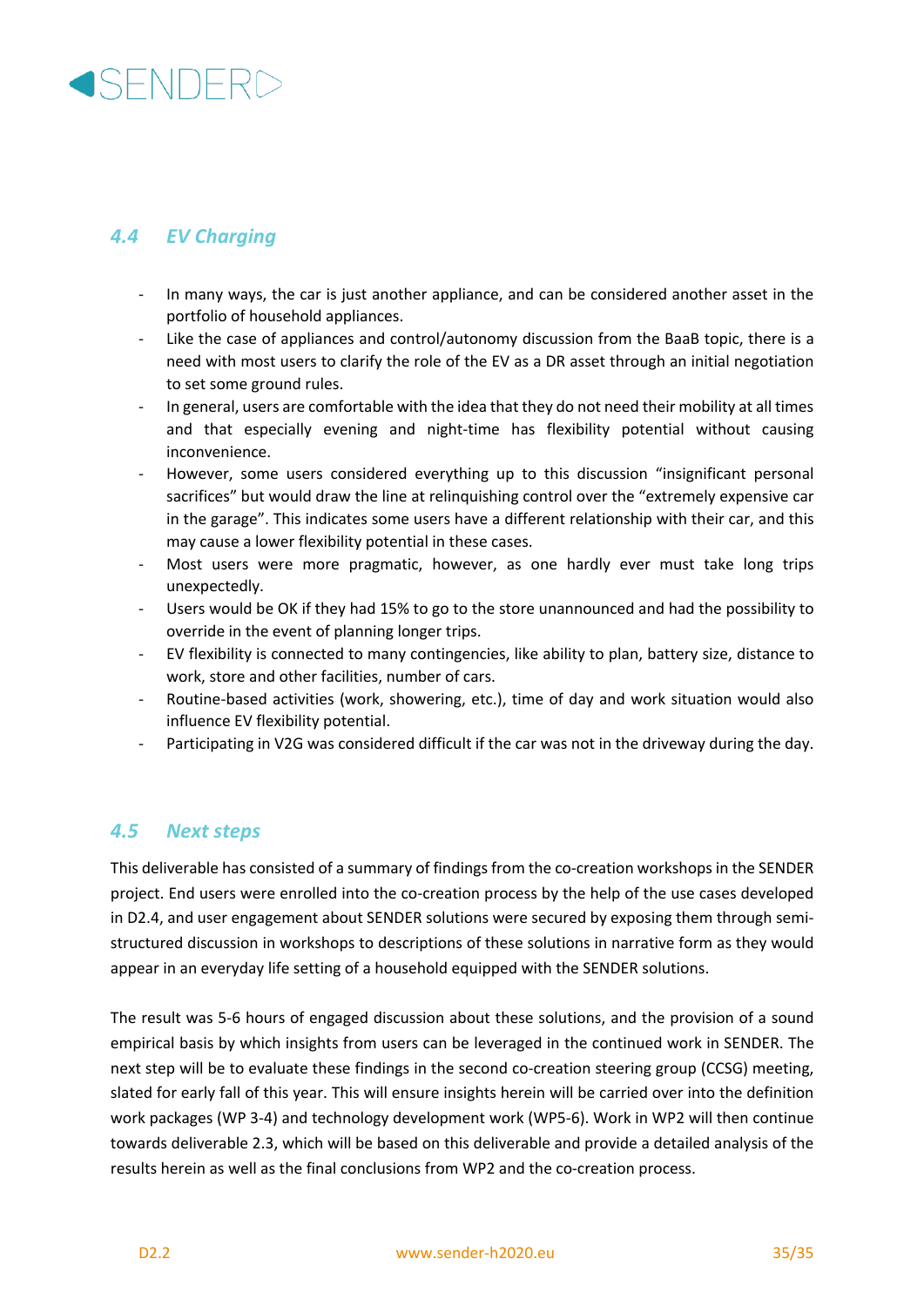## 4.4 EV Charging

- In many ways, the car is just another appliance, and can be considered another asset in the portfolio of household appliances.
- Like the case of appliances and control/autonomy discussion from the BaaB topic, there is a need with most users to clarify the role of the EV as a DR asset through an initial negotiation to set some ground rules.
- In general, users are comfortable with the idea that they do not need their mobility at all times and that especially evening and night-time has flexibility potential without causing inconvenience.
- However, some users considered everything up to this discussion "insignificant personal sacrifices" but would draw the line at relinquishing control over the "extremely expensive car in the garage". This indicates some users have a different relationship with their car, and this may cause a lower flexibility potential in these cases.
- Most users were more pragmatic, however, as one hardly ever must take long trips unexpectedly.
- Users would be OK if they had 15% to go to the store unannounced and had the possibility to override in the event of planning longer trips.
- EV flexibility is connected to many contingencies, like ability to plan, battery size, distance to work, store and other facilities, number of cars.
- Routine-based activities (work, showering, etc.), time of day and work situation would also influence EV flexibility potential.
- Participating in V2G was considered difficult if the car was not in the driveway during the day.

## 4.5 Next steps

This deliverable has consisted of a summary of findings from the co-creation workshops in the SENDER project. End users were enrolled into the co-creation process by the help of the use cases developed in D2.4, and user engagement about SENDER solutions were secured by exposing them through semi-structured discussion in workshops to descriptions of these solutions in narrative form as they would appear in an everyday life setting of a household equipped with the SENDER solutions.

The result was 5-6 hours of engaged discussion about these solutions, and the provision of a sound empirical basis by which insights from users can be leveraged in the continued work in SENDER. The next step will be to evaluate these findings in the second co-creation steering group (CCSG) meeting, slated for early fall of this year. This will ensure insights herein will be carried over into the definition work packages (WP 3-4) and technology development work (WP5-6). Work in WP2 will then continue towards deliverable 2.3, which will be based on this deliverable and provide a detailed analysis of the results herein as well as the final conclusions from WP2 and the co-creation process.